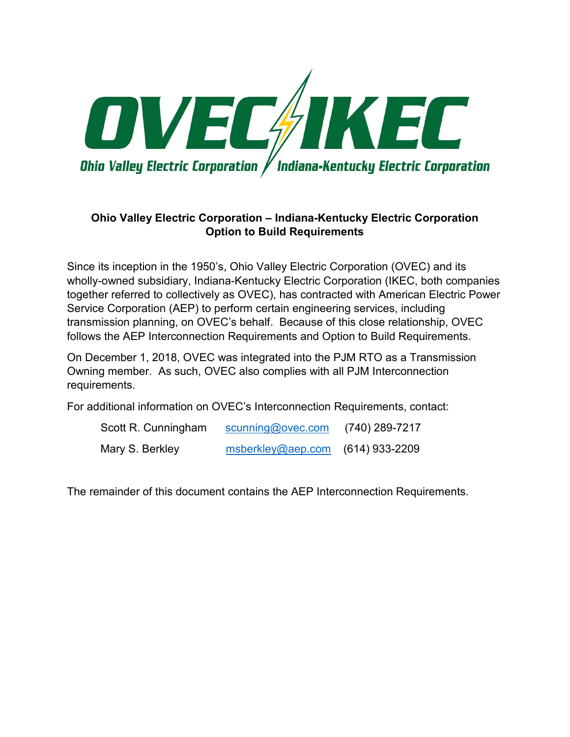OVEC / IKEC

Ohio Valley Electric Corporation / Indiana-Kentucky Electric Corporation

**Ohio Valley Electric Corporation – Indiana-Kentucky Electric Corporation**
**Option to Build Requirements**

Since its inception in the 1950's, Ohio Valley Electric Corporation (OVEC) and its wholly-owned subsidiary, Indiana-Kentucky Electric Corporation (IKEC, both companies together referred to collectively as OVEC), has contracted with American Electric Power Service Corporation (AEP) to perform certain engineering services, including transmission planning, on OVEC's behalf. Because of this close relationship, OVEC follows the AEP Interconnection Requirements and Option to Build Requirements.

On December 1, 2018, OVEC was integrated into the PJM RTO as a Transmission Owning member. As such, OVEC also complies with all PJM Interconnection requirements.

For additional information on OVEC's Interconnection Requirements, contact:

| | | |
|---|---|---|
| Scott R. Cunningham | scunning@ovec.com | (740) 289-7217 |
| Mary S. Berkley | msberkley@aep.com | (614) 933-2209 |

The remainder of this document contains the AEP Interconnection Requirements.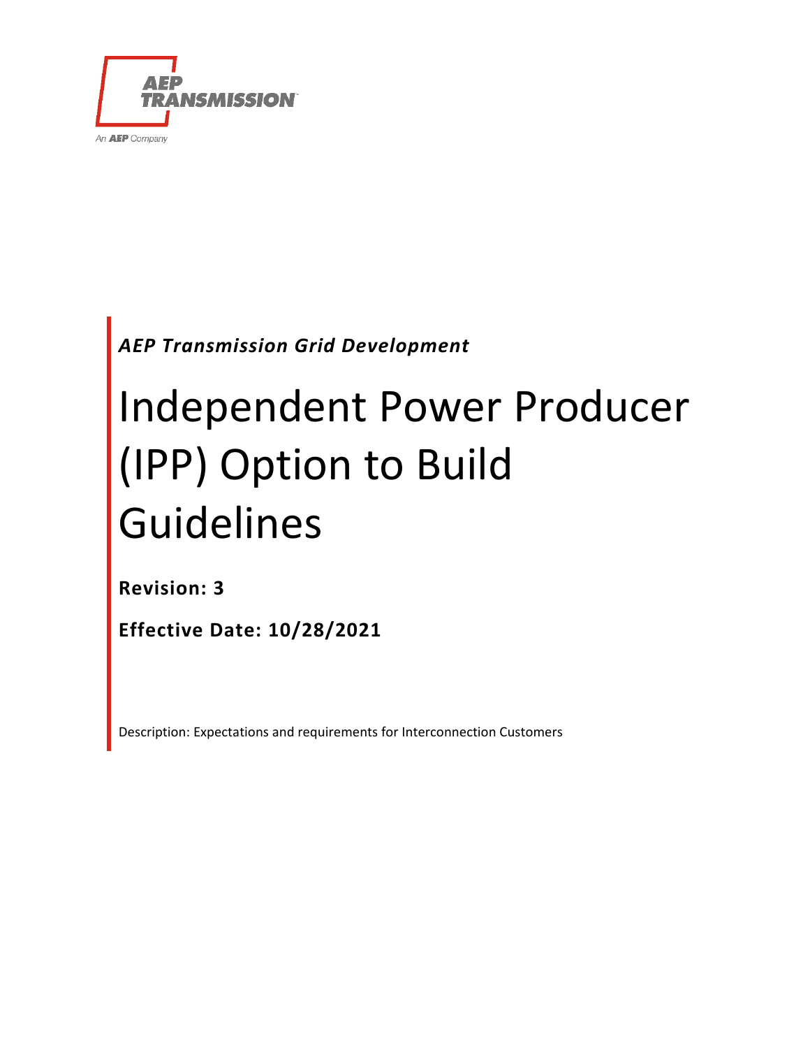*AEP Transmission Grid Development*

# Independent Power Producer (IPP) Option to Build Guidelines

**Revision: 3**

**Effective Date: 10/28/2021**

Description: Expectations and requirements for Interconnection Customers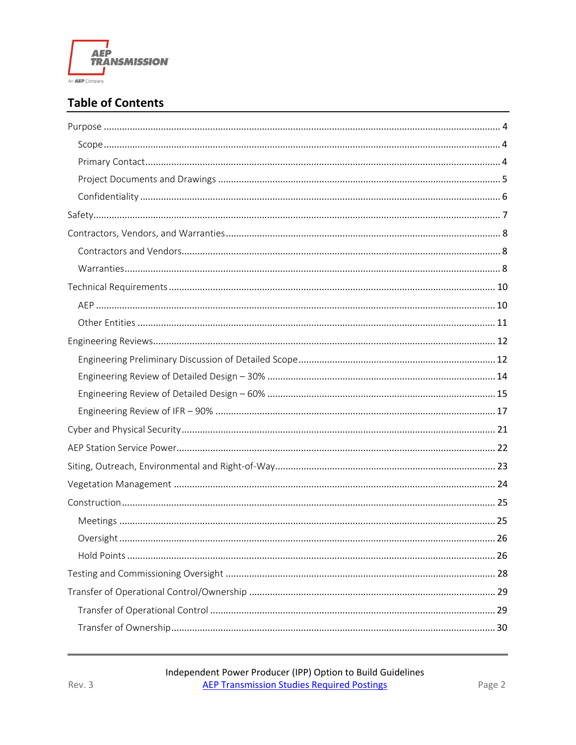## Table of Contents

- Purpose ..... 4
  - Scope ..... 4
  - Primary Contact ..... 4
  - Project Documents and Drawings ..... 5
  - Confidentiality ..... 6
- Safety ..... 7
- Contractors, Vendors, and Warranties ..... 8
  - Contractors and Vendors ..... 8
  - Warranties ..... 8
- Technical Requirements ..... 10
  - AEP ..... 10
  - Other Entities ..... 11
- Engineering Reviews ..... 12
  - Engineering Preliminary Discussion of Detailed Scope ..... 12
  - Engineering Review of Detailed Design – 30% ..... 14
  - Engineering Review of Detailed Design – 60% ..... 15
  - Engineering Review of IFR – 90% ..... 17
- Cyber and Physical Security ..... 21
- AEP Station Service Power ..... 22
- Siting, Outreach, Environmental and Right-of-Way ..... 23
- Vegetation Management ..... 24
- Construction ..... 25
  - Meetings ..... 25
  - Oversight ..... 26
  - Hold Points ..... 26
- Testing and Commissioning Oversight ..... 28
- Transfer of Operational Control/Ownership ..... 29
  - Transfer of Operational Control ..... 29
  - Transfer of Ownership ..... 30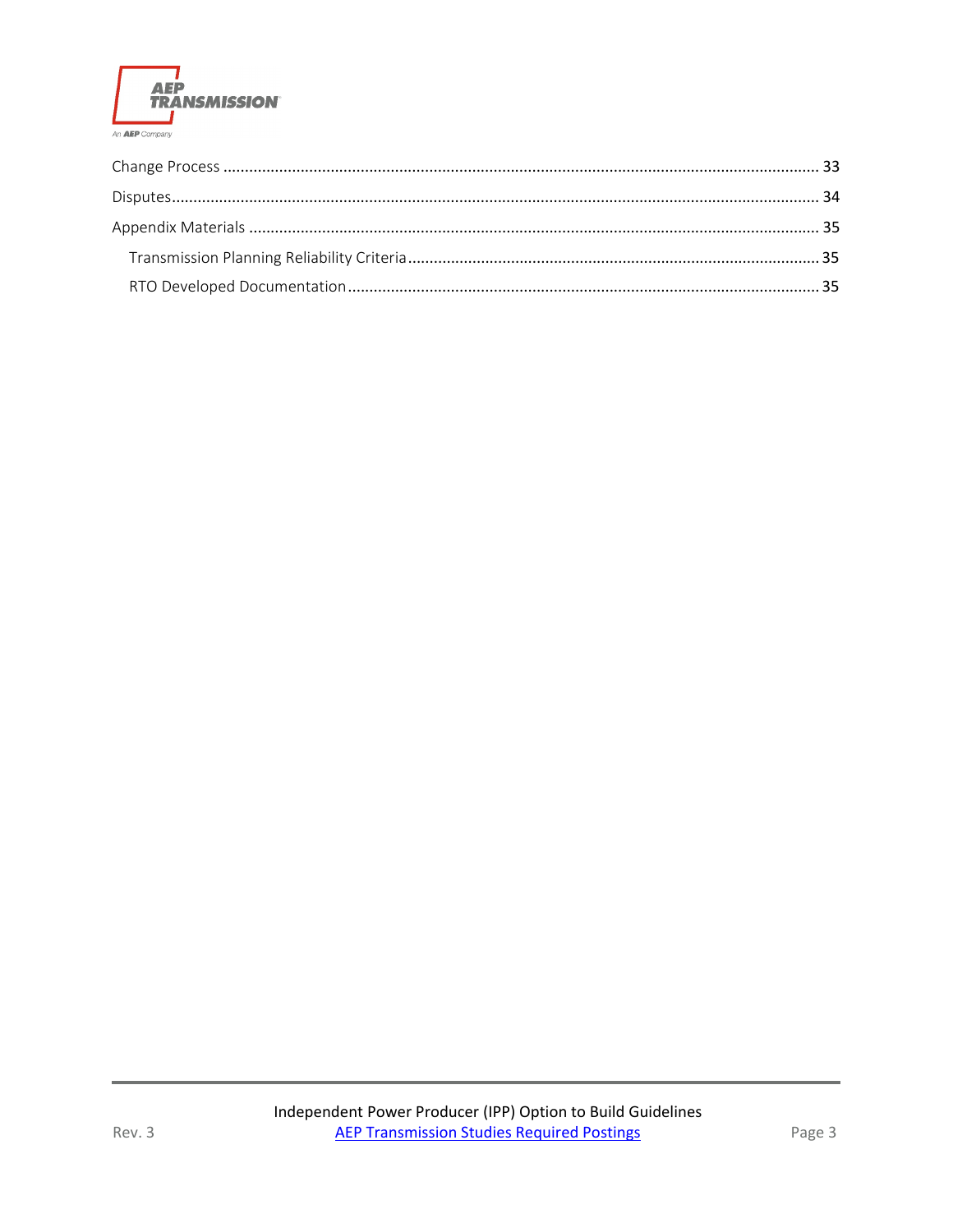Change Process ........................................................................................................................ 33

Disputes.................................................................................................................................... 34

Appendix Materials ................................................................................................................... 35

  Transmission Planning Reliability Criteria ............................................................................... 35

  RTO Developed Documentation ............................................................................................ 35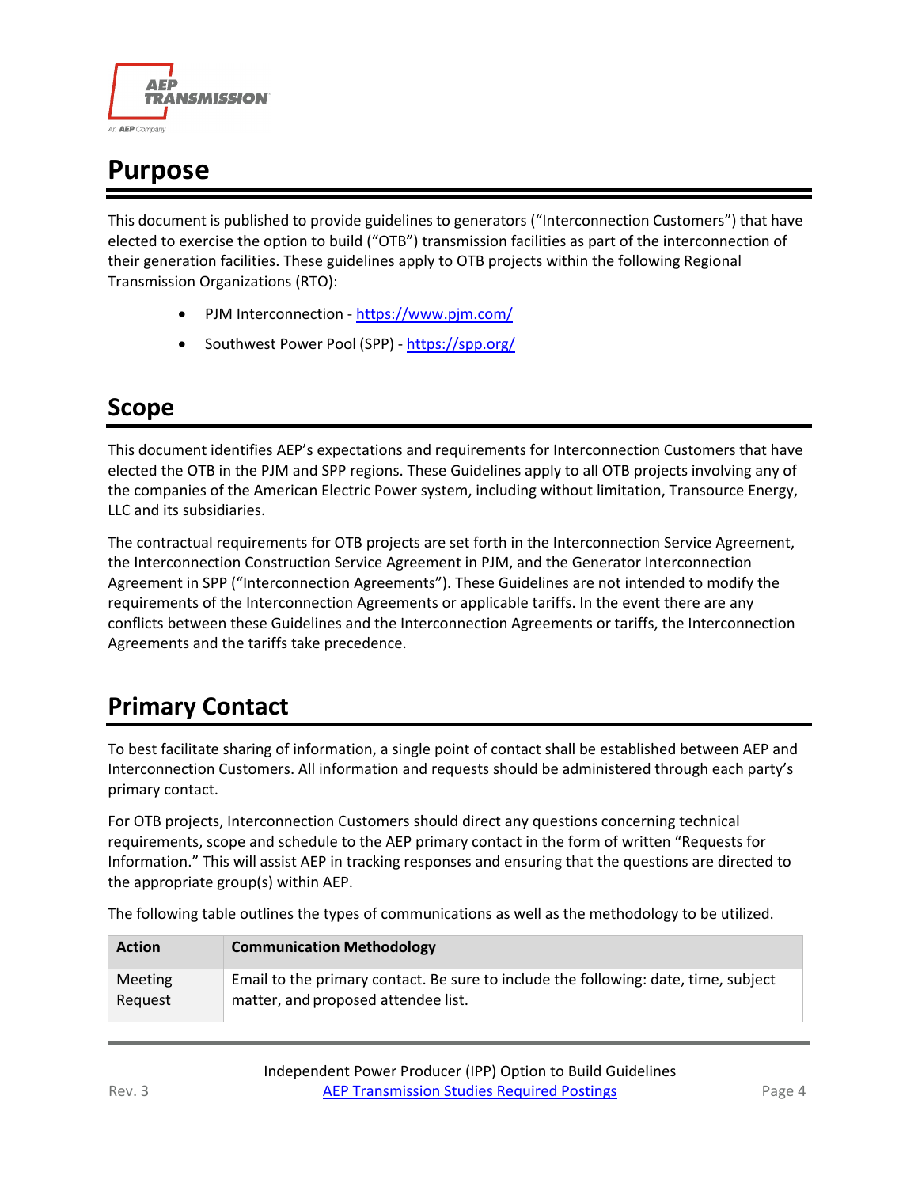# Purpose

This document is published to provide guidelines to generators ("Interconnection Customers") that have elected to exercise the option to build ("OTB") transmission facilities as part of the interconnection of their generation facilities. These guidelines apply to OTB projects within the following Regional Transmission Organizations (RTO):

- PJM Interconnection - https://www.pjm.com/
- Southwest Power Pool (SPP) - https://spp.org/

# Scope

This document identifies AEP's expectations and requirements for Interconnection Customers that have elected the OTB in the PJM and SPP regions. These Guidelines apply to all OTB projects involving any of the companies of the American Electric Power system, including without limitation, Transource Energy, LLC and its subsidiaries.

The contractual requirements for OTB projects are set forth in the Interconnection Service Agreement, the Interconnection Construction Service Agreement in PJM, and the Generator Interconnection Agreement in SPP ("Interconnection Agreements"). These Guidelines are not intended to modify the requirements of the Interconnection Agreements or applicable tariffs. In the event there are any conflicts between these Guidelines and the Interconnection Agreements or tariffs, the Interconnection Agreements and the tariffs take precedence.

# Primary Contact

To best facilitate sharing of information, a single point of contact shall be established between AEP and Interconnection Customers. All information and requests should be administered through each party's primary contact.

For OTB projects, Interconnection Customers should direct any questions concerning technical requirements, scope and schedule to the AEP primary contact in the form of written "Requests for Information." This will assist AEP in tracking responses and ensuring that the questions are directed to the appropriate group(s) within AEP.

The following table outlines the types of communications as well as the methodology to be utilized.

| Action | Communication Methodology |
|---|---|
| Meeting Request | Email to the primary contact. Be sure to include the following: date, time, subject matter, and proposed attendee list. |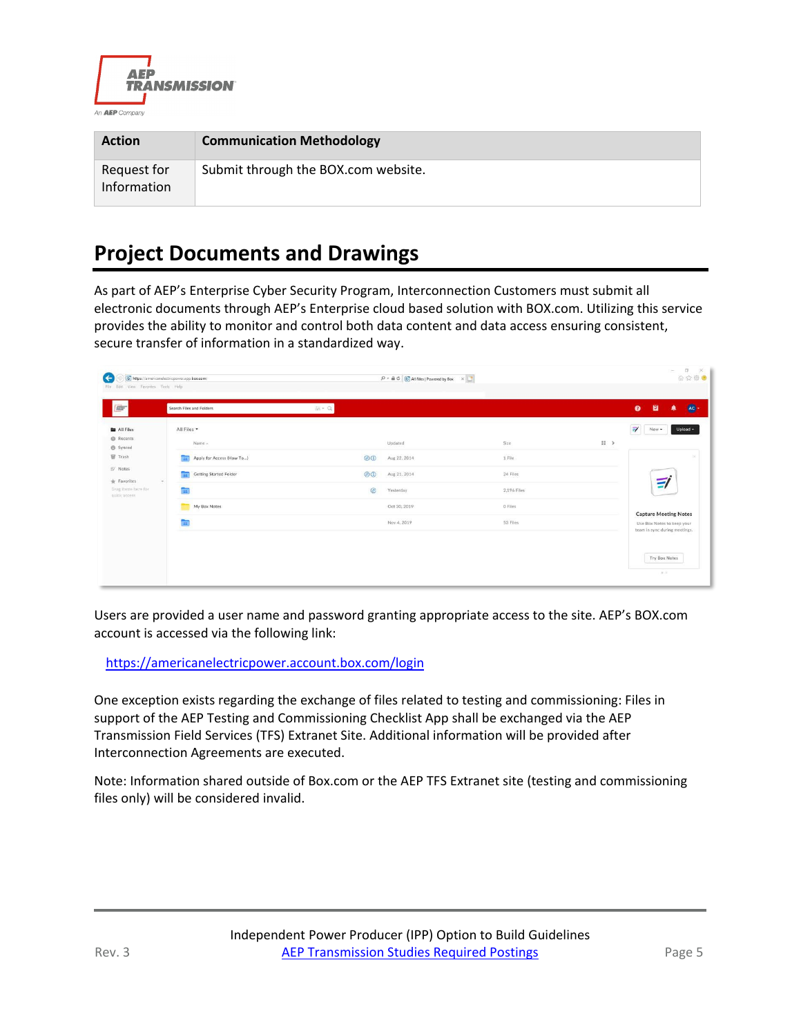| Action | Communication Methodology |
|---|---|
| Request for Information | Submit through the BOX.com website. |

## Project Documents and Drawings

As part of AEP's Enterprise Cyber Security Program, Interconnection Customers must submit all electronic documents through AEP's Enterprise cloud based solution with BOX.com. Utilizing this service provides the ability to monitor and control both data content and data access ensuring consistent, secure transfer of information in a standardized way.

Users are provided a user name and password granting appropriate access to the site. AEP's BOX.com account is accessed via the following link:

https://americanelectricpower.account.box.com/login

One exception exists regarding the exchange of files related to testing and commissioning: Files in support of the AEP Testing and Commissioning Checklist App shall be exchanged via the AEP Transmission Field Services (TFS) Extranet Site. Additional information will be provided after Interconnection Agreements are executed.

Note: Information shared outside of Box.com or the AEP TFS Extranet site (testing and commissioning files only) will be considered invalid.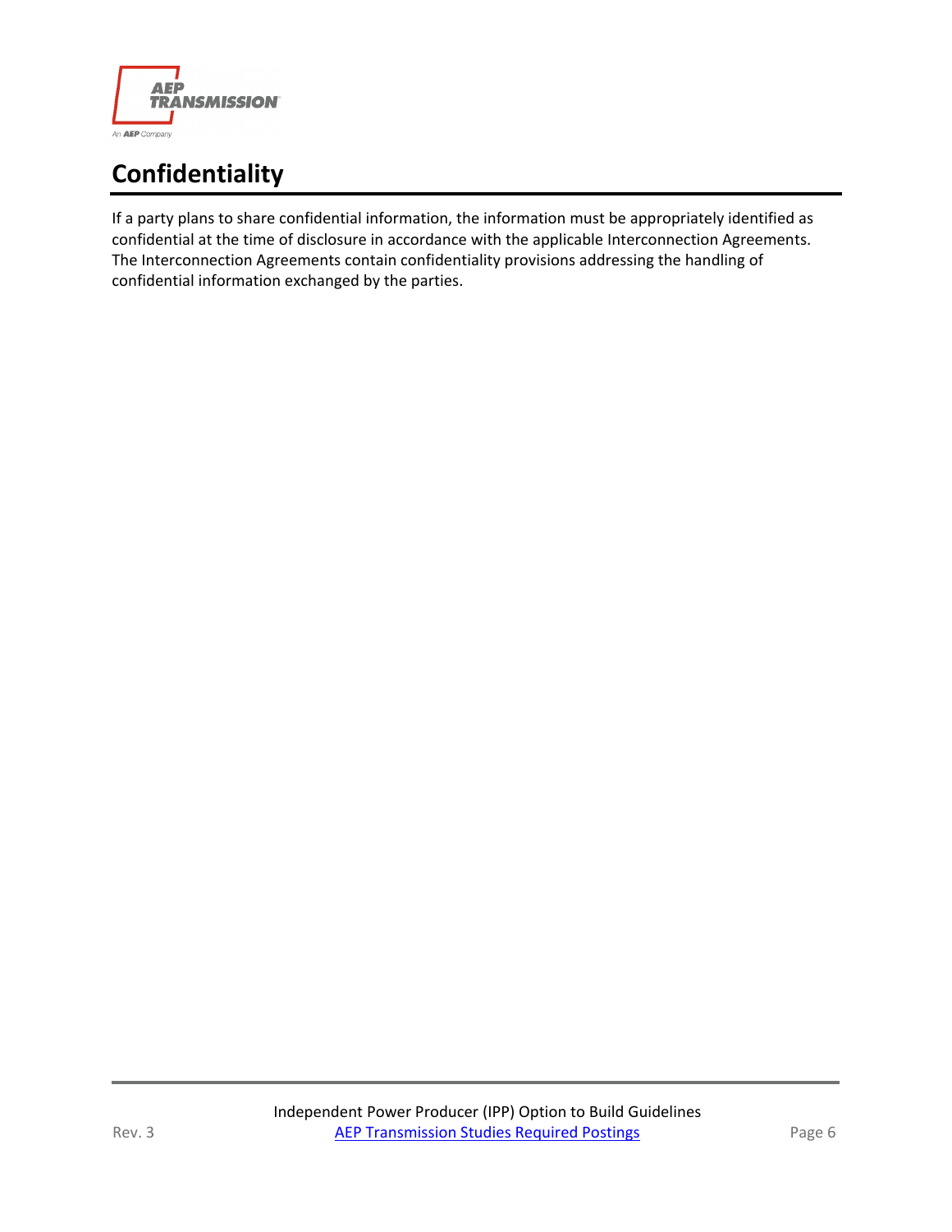# Confidentiality

If a party plans to share confidential information, the information must be appropriately identified as confidential at the time of disclosure in accordance with the applicable Interconnection Agreements. The Interconnection Agreements contain confidentiality provisions addressing the handling of confidential information exchanged by the parties.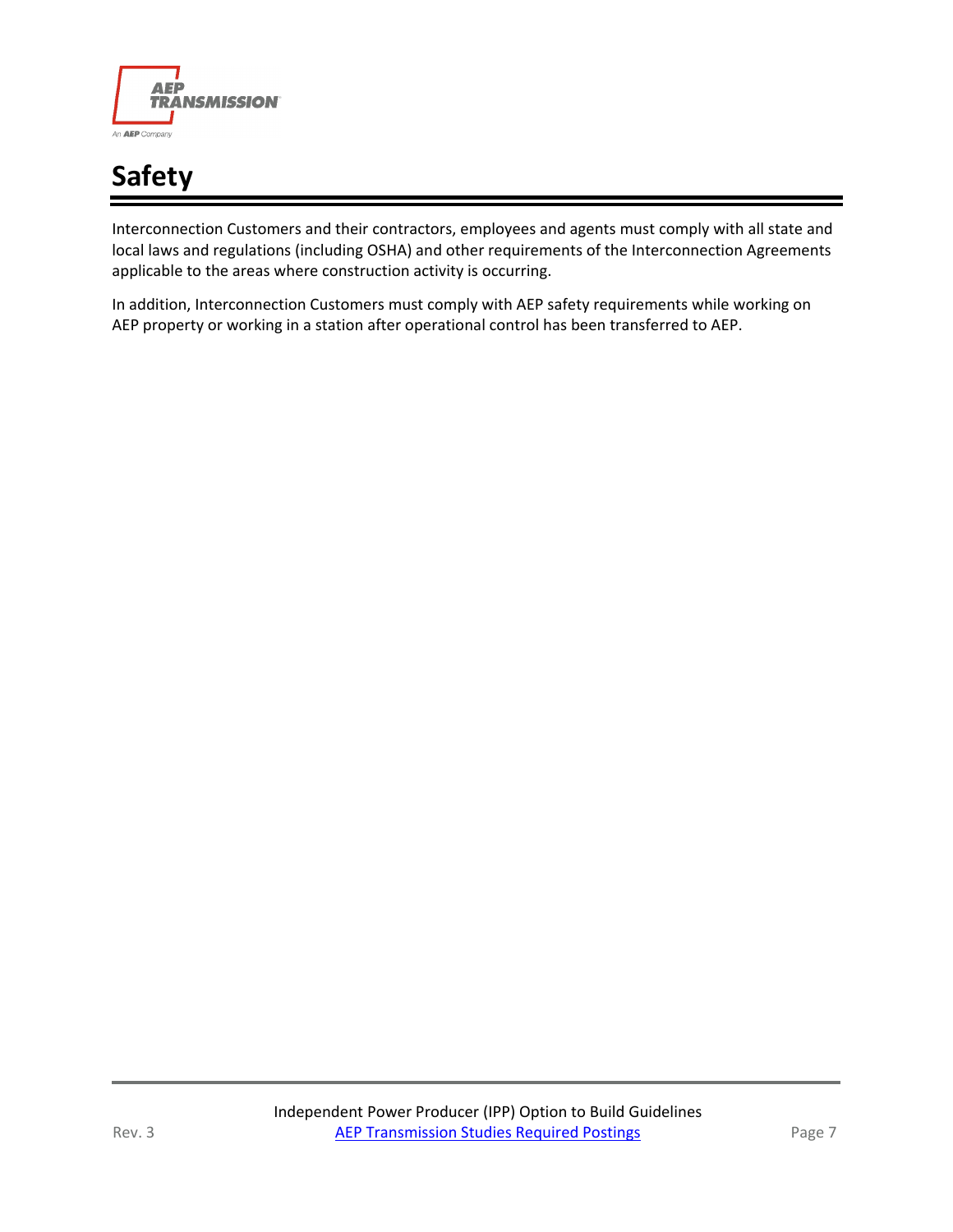# Safety

Interconnection Customers and their contractors, employees and agents must comply with all state and local laws and regulations (including OSHA) and other requirements of the Interconnection Agreements applicable to the areas where construction activity is occurring.

In addition, Interconnection Customers must comply with AEP safety requirements while working on AEP property or working in a station after operational control has been transferred to AEP.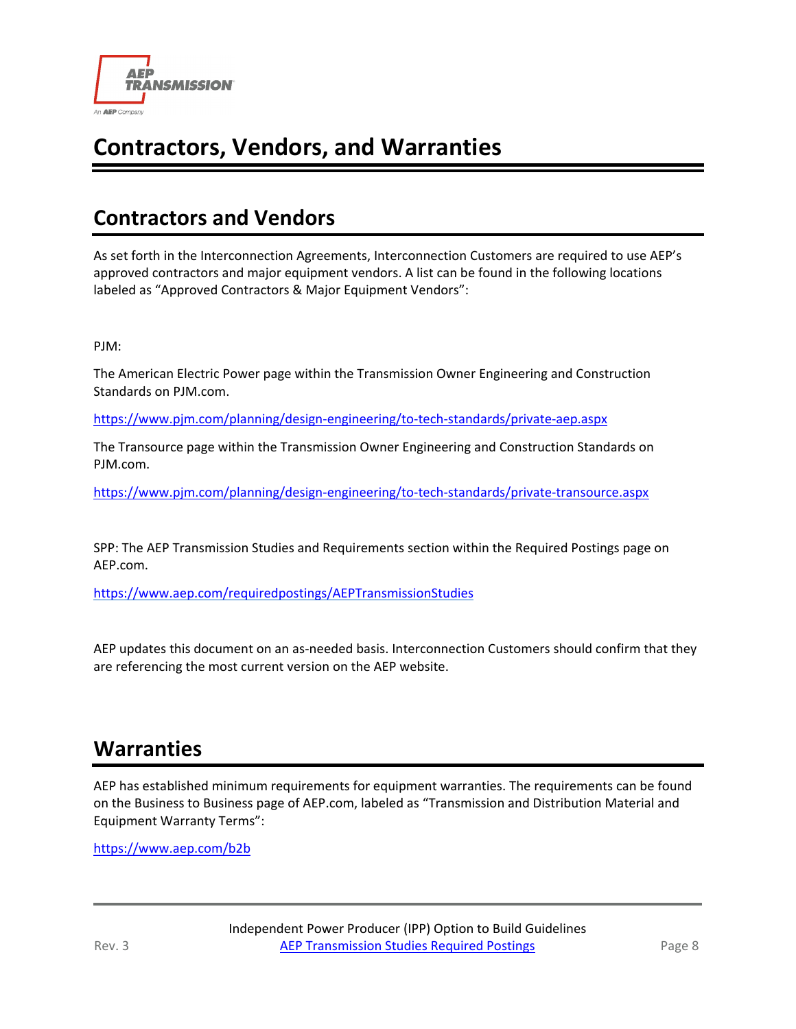# Contractors, Vendors, and Warranties

## Contractors and Vendors

As set forth in the Interconnection Agreements, Interconnection Customers are required to use AEP's approved contractors and major equipment vendors. A list can be found in the following locations labeled as "Approved Contractors & Major Equipment Vendors":

PJM:

The American Electric Power page within the Transmission Owner Engineering and Construction Standards on PJM.com.

https://www.pjm.com/planning/design-engineering/to-tech-standards/private-aep.aspx

The Transource page within the Transmission Owner Engineering and Construction Standards on PJM.com.

https://www.pjm.com/planning/design-engineering/to-tech-standards/private-transource.aspx

SPP: The AEP Transmission Studies and Requirements section within the Required Postings page on AEP.com.

https://www.aep.com/requiredpostings/AEPTransmissionStudies

AEP updates this document on an as-needed basis. Interconnection Customers should confirm that they are referencing the most current version on the AEP website.

## Warranties

AEP has established minimum requirements for equipment warranties. The requirements can be found on the Business to Business page of AEP.com, labeled as "Transmission and Distribution Material and Equipment Warranty Terms":

https://www.aep.com/b2b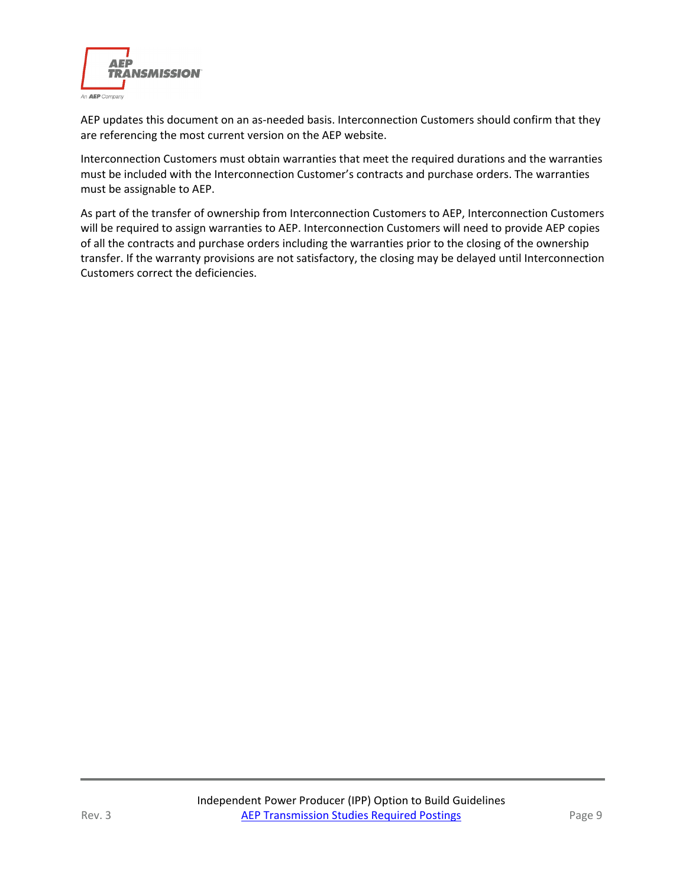AEP updates this document on an as-needed basis. Interconnection Customers should confirm that they are referencing the most current version on the AEP website.

Interconnection Customers must obtain warranties that meet the required durations and the warranties must be included with the Interconnection Customer's contracts and purchase orders. The warranties must be assignable to AEP.

As part of the transfer of ownership from Interconnection Customers to AEP, Interconnection Customers will be required to assign warranties to AEP. Interconnection Customers will need to provide AEP copies of all the contracts and purchase orders including the warranties prior to the closing of the ownership transfer. If the warranty provisions are not satisfactory, the closing may be delayed until Interconnection Customers correct the deficiencies.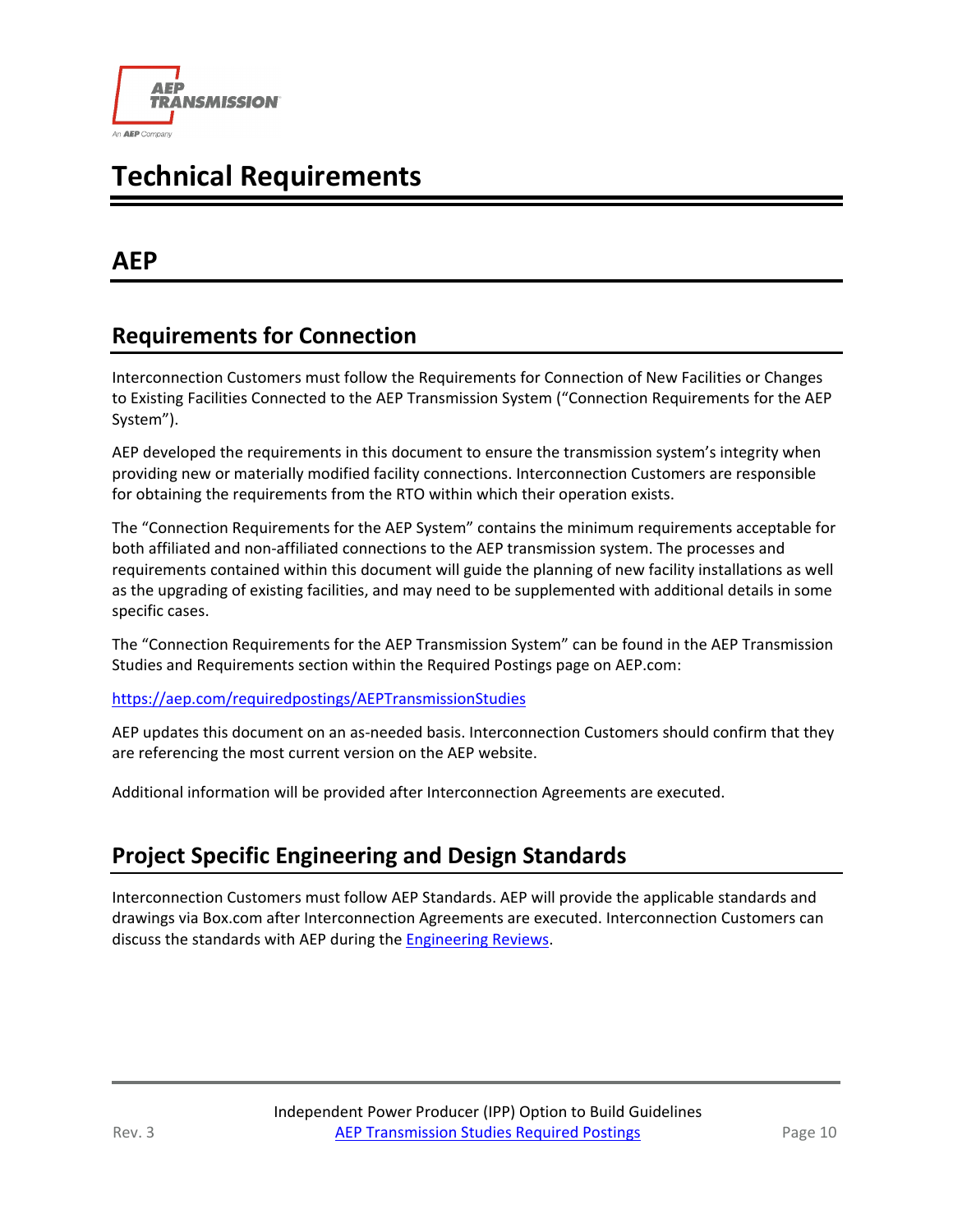# Technical Requirements

## AEP

### Requirements for Connection

Interconnection Customers must follow the Requirements for Connection of New Facilities or Changes to Existing Facilities Connected to the AEP Transmission System ("Connection Requirements for the AEP System").

AEP developed the requirements in this document to ensure the transmission system's integrity when providing new or materially modified facility connections. Interconnection Customers are responsible for obtaining the requirements from the RTO within which their operation exists.

The "Connection Requirements for the AEP System" contains the minimum requirements acceptable for both affiliated and non-affiliated connections to the AEP transmission system. The processes and requirements contained within this document will guide the planning of new facility installations as well as the upgrading of existing facilities, and may need to be supplemented with additional details in some specific cases.

The "Connection Requirements for the AEP Transmission System" can be found in the AEP Transmission Studies and Requirements section within the Required Postings page on AEP.com:

[https://aep.com/requiredpostings/AEPTransmissionStudies](https://aep.com/requiredpostings/AEPTransmissionStudies)

AEP updates this document on an as-needed basis. Interconnection Customers should confirm that they are referencing the most current version on the AEP website.

Additional information will be provided after Interconnection Agreements are executed.

### Project Specific Engineering and Design Standards

Interconnection Customers must follow AEP Standards. AEP will provide the applicable standards and drawings via Box.com after Interconnection Agreements are executed. Interconnection Customers can discuss the standards with AEP during the Engineering Reviews.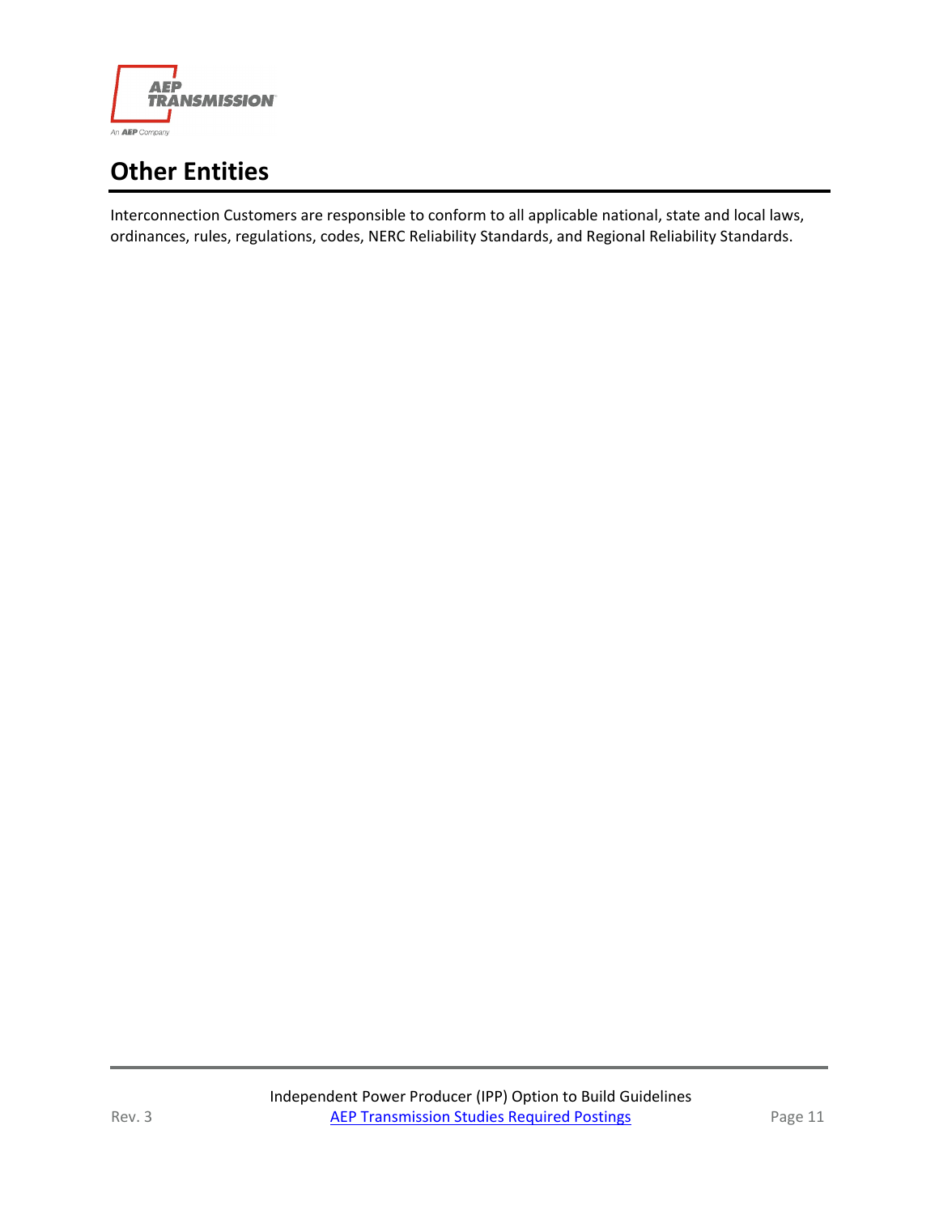# Other Entities

Interconnection Customers are responsible to conform to all applicable national, state and local laws, ordinances, rules, regulations, codes, NERC Reliability Standards, and Regional Reliability Standards.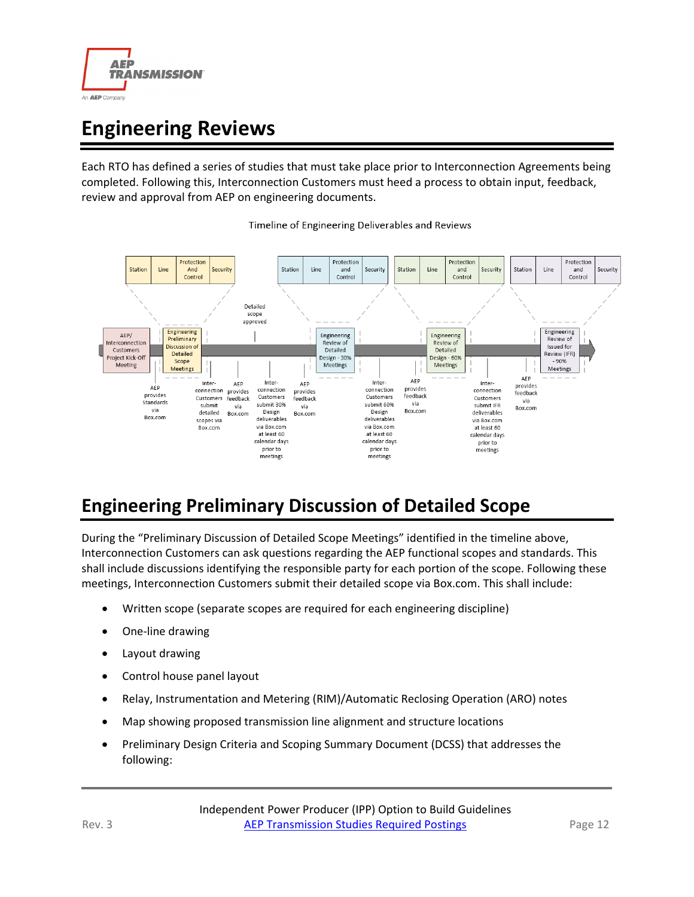# Engineering Reviews

Each RTO has defined a series of studies that must take place prior to Interconnection Agreements being completed. Following this, Interconnection Customers must heed a process to obtain input, feedback, review and approval from AEP on engineering documents.

Timeline of Engineering Deliverables and Reviews

AEP/ Interconnection Customers Project Kick-Off Meeting

Engineering Preliminary Discussion of Detailed Scope Meetings (Station, Line, Protection And Control, Security)

Detailed scope approved

Engineering Review of Detailed Design - 30% Meetings (Station, Line, Protection and Control, Security)

Engineering Review of Detailed Design - 60% Meetings (Station, Line, Protection and Control, Security)

Engineering Review of Issued for Review (IFR) - 90% Meetings (Station, Line, Protection and Control, Security)

- AEP provides Standards via Box.com
- Interconnection Customers submit detailed scopes via Box.com
- AEP provides feedback via Box.com
- Interconnection Customers submit 30% Design deliverables via Box.com at least 60 calendar days prior to meetings
- AEP provides feedback via Box.com
- Interconnection Customers submit 60% Design deliverables via Box.com at least 60 calendar days prior to meetings
- AEP provides feedback via Box.com
- Interconnection Customers submit IFR deliverables via Box.com at least 60 calendar days prior to meetings
- AEP provides feedback via Box.com

# Engineering Preliminary Discussion of Detailed Scope

During the "Preliminary Discussion of Detailed Scope Meetings" identified in the timeline above, Interconnection Customers can ask questions regarding the AEP functional scopes and standards. This shall include discussions identifying the responsible party for each portion of the scope. Following these meetings, Interconnection Customers submit their detailed scope via Box.com. This shall include:

- Written scope (separate scopes are required for each engineering discipline)
- One-line drawing
- Layout drawing
- Control house panel layout
- Relay, Instrumentation and Metering (RIM)/Automatic Reclosing Operation (ARO) notes
- Map showing proposed transmission line alignment and structure locations
- Preliminary Design Criteria and Scoping Summary Document (DCSS) that addresses the following: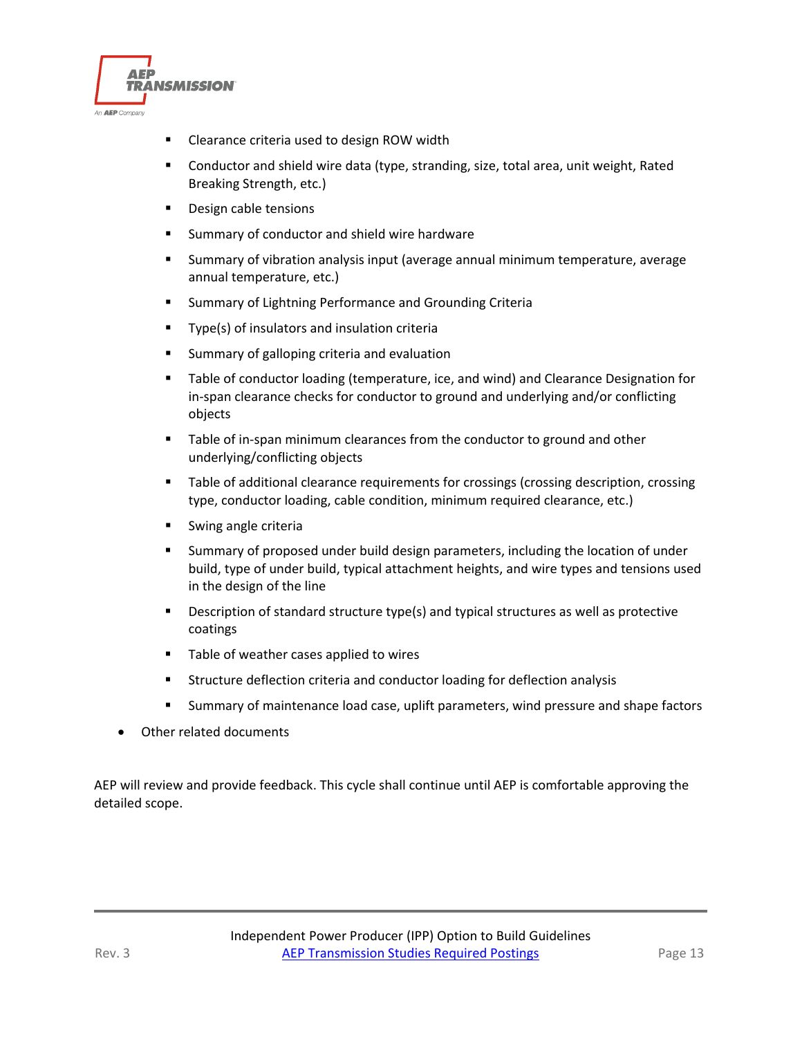- Clearance criteria used to design ROW width
  - Conductor and shield wire data (type, stranding, size, total area, unit weight, Rated Breaking Strength, etc.)
  - Design cable tensions
  - Summary of conductor and shield wire hardware
  - Summary of vibration analysis input (average annual minimum temperature, average annual temperature, etc.)
  - Summary of Lightning Performance and Grounding Criteria
  - Type(s) of insulators and insulation criteria
  - Summary of galloping criteria and evaluation
  - Table of conductor loading (temperature, ice, and wind) and Clearance Designation for in-span clearance checks for conductor to ground and underlying and/or conflicting objects
  - Table of in-span minimum clearances from the conductor to ground and other underlying/conflicting objects
  - Table of additional clearance requirements for crossings (crossing description, crossing type, conductor loading, cable condition, minimum required clearance, etc.)
  - Swing angle criteria
  - Summary of proposed under build design parameters, including the location of under build, type of under build, typical attachment heights, and wire types and tensions used in the design of the line
  - Description of standard structure type(s) and typical structures as well as protective coatings
  - Table of weather cases applied to wires
  - Structure deflection criteria and conductor loading for deflection analysis
  - Summary of maintenance load case, uplift parameters, wind pressure and shape factors
- Other related documents

AEP will review and provide feedback. This cycle shall continue until AEP is comfortable approving the detailed scope.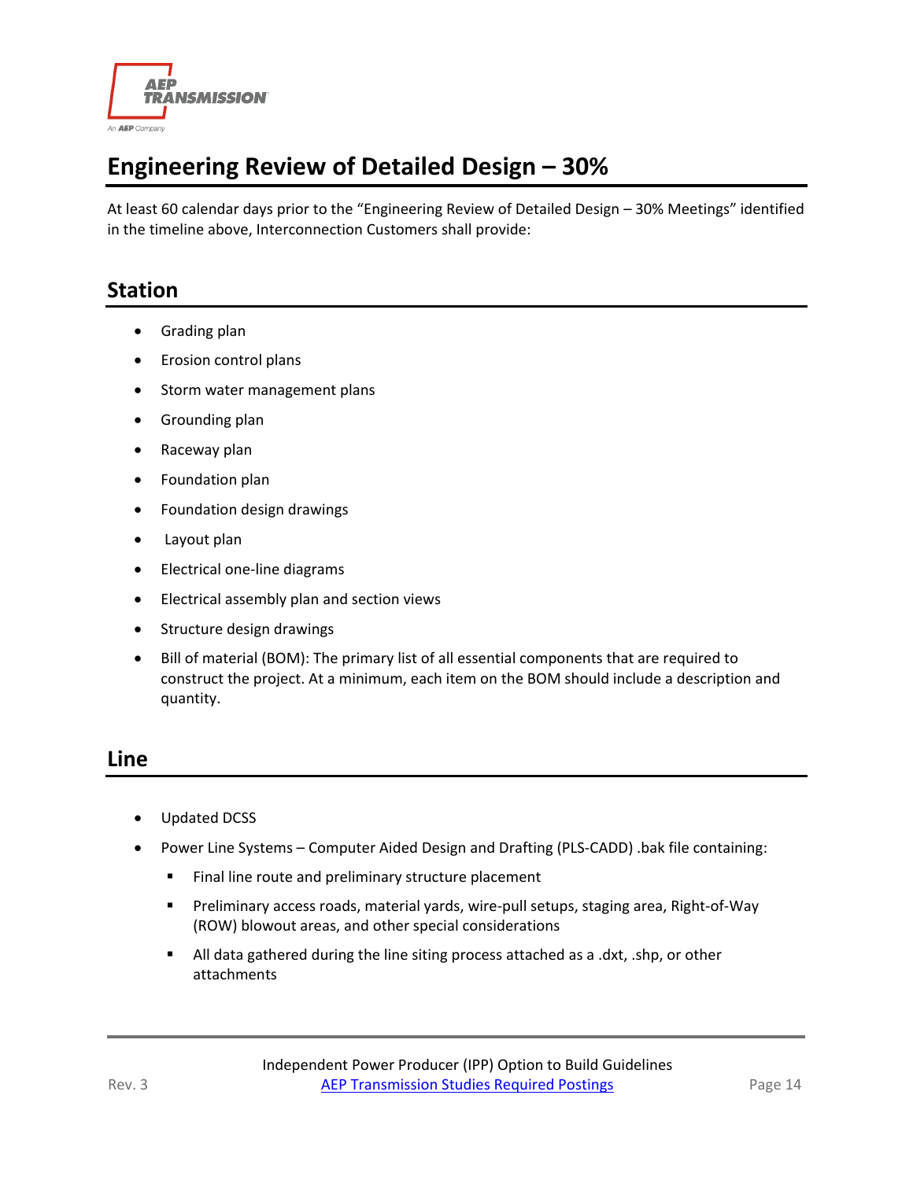# Engineering Review of Detailed Design – 30%

At least 60 calendar days prior to the "Engineering Review of Detailed Design – 30% Meetings" identified in the timeline above, Interconnection Customers shall provide:

## Station

- Grading plan
- Erosion control plans
- Storm water management plans
- Grounding plan
- Raceway plan
- Foundation plan
- Foundation design drawings
- Layout plan
- Electrical one-line diagrams
- Electrical assembly plan and section views
- Structure design drawings
- Bill of material (BOM): The primary list of all essential components that are required to construct the project. At a minimum, each item on the BOM should include a description and quantity.

## Line

- Updated DCSS
- Power Line Systems – Computer Aided Design and Drafting (PLS-CADD) .bak file containing:
  - Final line route and preliminary structure placement
  - Preliminary access roads, material yards, wire-pull setups, staging area, Right-of-Way (ROW) blowout areas, and other special considerations
  - All data gathered during the line siting process attached as a .dxt, .shp, or other attachments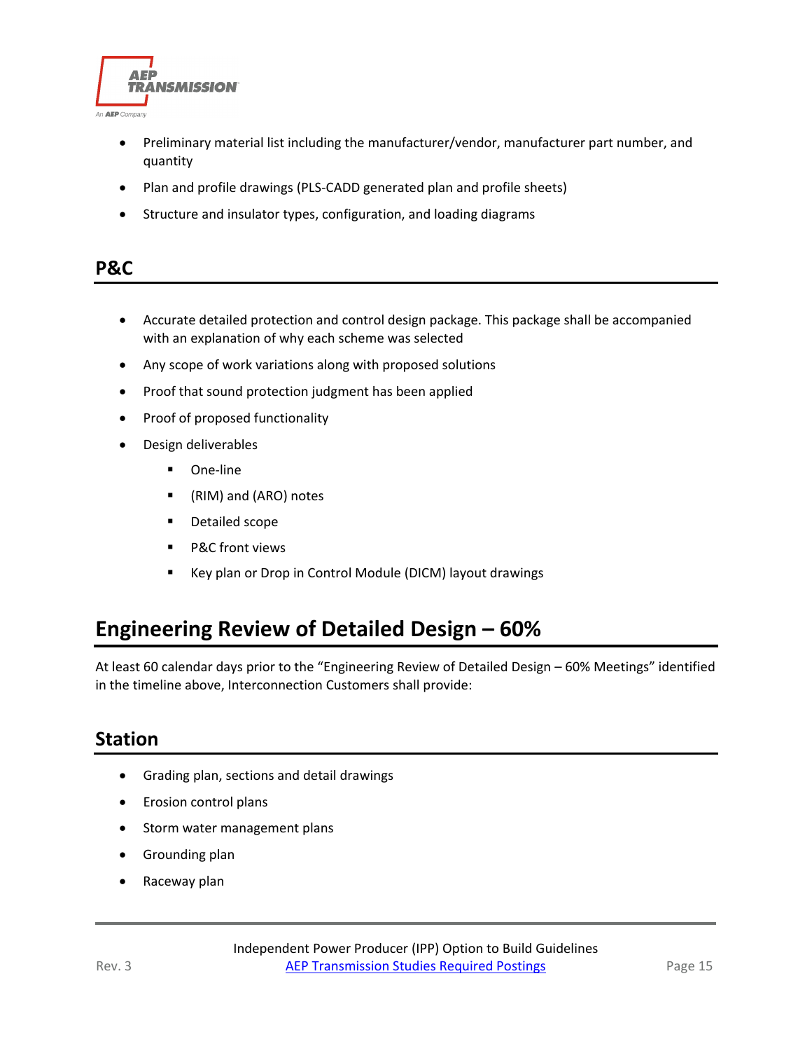- Preliminary material list including the manufacturer/vendor, manufacturer part number, and quantity
- Plan and profile drawings (PLS-CADD generated plan and profile sheets)
- Structure and insulator types, configuration, and loading diagrams

### P&C

- Accurate detailed protection and control design package. This package shall be accompanied with an explanation of why each scheme was selected
- Any scope of work variations along with proposed solutions
- Proof that sound protection judgment has been applied
- Proof of proposed functionality
- Design deliverables
  - One-line
  - (RIM) and (ARO) notes
  - Detailed scope
  - P&C front views
  - Key plan or Drop in Control Module (DICM) layout drawings

## Engineering Review of Detailed Design – 60%

At least 60 calendar days prior to the "Engineering Review of Detailed Design – 60% Meetings" identified in the timeline above, Interconnection Customers shall provide:

### Station

- Grading plan, sections and detail drawings
- Erosion control plans
- Storm water management plans
- Grounding plan
- Raceway plan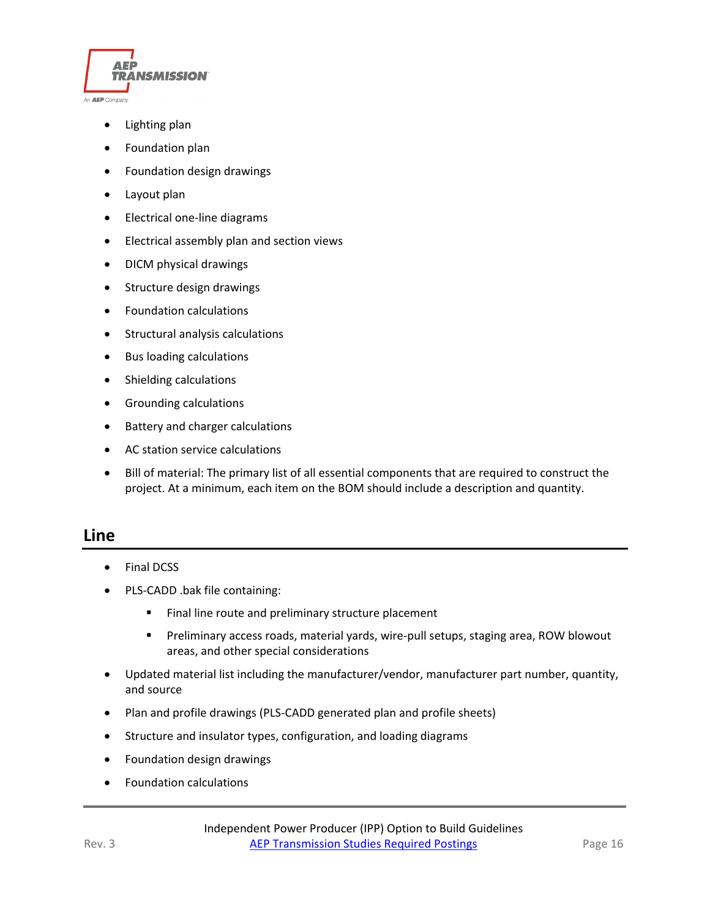- Lighting plan
- Foundation plan
- Foundation design drawings
- Layout plan
- Electrical one-line diagrams
- Electrical assembly plan and section views
- DICM physical drawings
- Structure design drawings
- Foundation calculations
- Structural analysis calculations
- Bus loading calculations
- Shielding calculations
- Grounding calculations
- Battery and charger calculations
- AC station service calculations
- Bill of material: The primary list of all essential components that are required to construct the project. At a minimum, each item on the BOM should include a description and quantity.

## Line

- Final DCSS
- PLS-CADD .bak file containing:
  - Final line route and preliminary structure placement
  - Preliminary access roads, material yards, wire-pull setups, staging area, ROW blowout areas, and other special considerations
- Updated material list including the manufacturer/vendor, manufacturer part number, quantity, and source
- Plan and profile drawings (PLS-CADD generated plan and profile sheets)
- Structure and insulator types, configuration, and loading diagrams
- Foundation design drawings
- Foundation calculations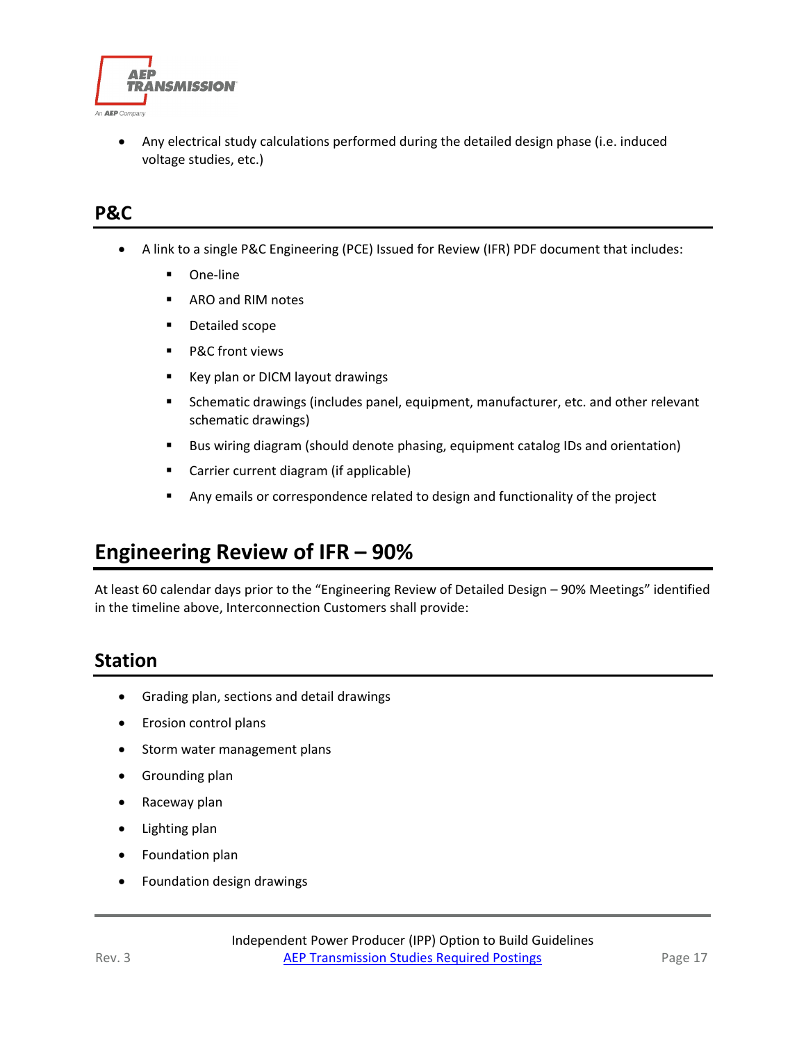- Any electrical study calculations performed during the detailed design phase (i.e. induced voltage studies, etc.)

## P&C

- A link to a single P&C Engineering (PCE) Issued for Review (IFR) PDF document that includes:
  - One-line
  - ARO and RIM notes
  - Detailed scope
  - P&C front views
  - Key plan or DICM layout drawings
  - Schematic drawings (includes panel, equipment, manufacturer, etc. and other relevant schematic drawings)
  - Bus wiring diagram (should denote phasing, equipment catalog IDs and orientation)
  - Carrier current diagram (if applicable)
  - Any emails or correspondence related to design and functionality of the project

# Engineering Review of IFR – 90%

At least 60 calendar days prior to the "Engineering Review of Detailed Design – 90% Meetings" identified in the timeline above, Interconnection Customers shall provide:

## Station

- Grading plan, sections and detail drawings
- Erosion control plans
- Storm water management plans
- Grounding plan
- Raceway plan
- Lighting plan
- Foundation plan
- Foundation design drawings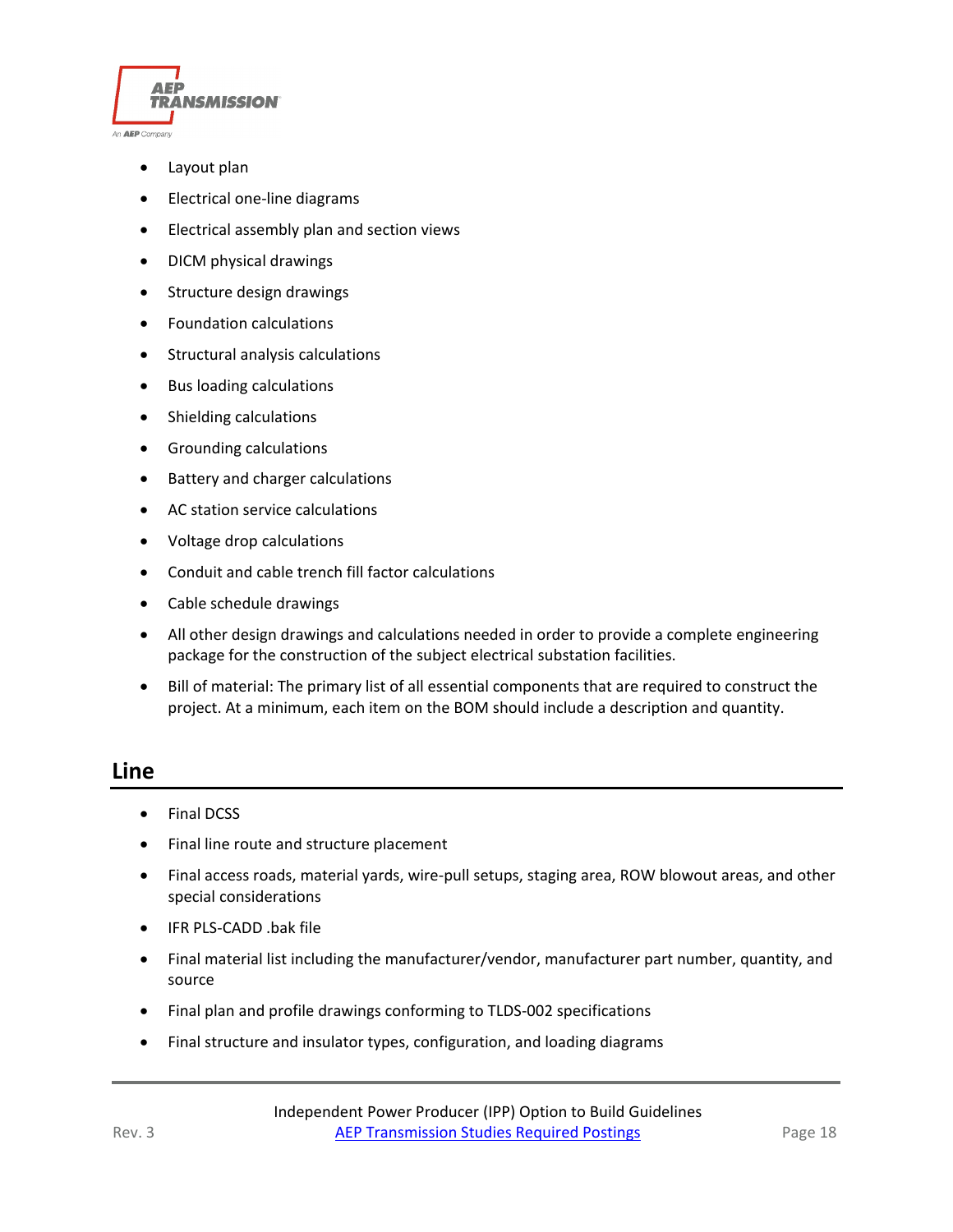- Layout plan
- Electrical one-line diagrams
- Electrical assembly plan and section views
- DICM physical drawings
- Structure design drawings
- Foundation calculations
- Structural analysis calculations
- Bus loading calculations
- Shielding calculations
- Grounding calculations
- Battery and charger calculations
- AC station service calculations
- Voltage drop calculations
- Conduit and cable trench fill factor calculations
- Cable schedule drawings
- All other design drawings and calculations needed in order to provide a complete engineering package for the construction of the subject electrical substation facilities.
- Bill of material: The primary list of all essential components that are required to construct the project. At a minimum, each item on the BOM should include a description and quantity.

## Line

- Final DCSS
- Final line route and structure placement
- Final access roads, material yards, wire-pull setups, staging area, ROW blowout areas, and other special considerations
- IFR PLS-CADD .bak file
- Final material list including the manufacturer/vendor, manufacturer part number, quantity, and source
- Final plan and profile drawings conforming to TLDS-002 specifications
- Final structure and insulator types, configuration, and loading diagrams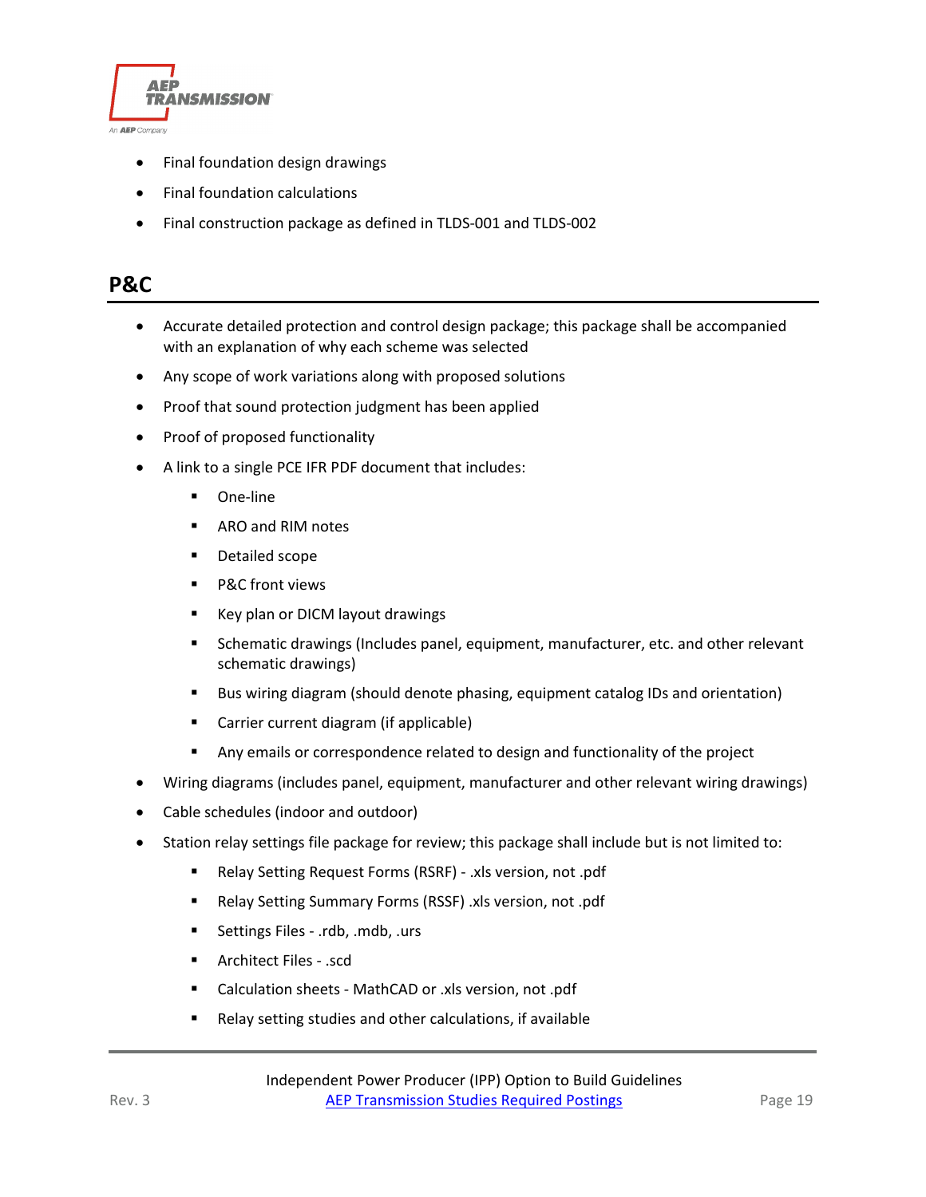- Final foundation design drawings
- Final foundation calculations
- Final construction package as defined in TLDS-001 and TLDS-002

## P&C

- Accurate detailed protection and control design package; this package shall be accompanied with an explanation of why each scheme was selected
- Any scope of work variations along with proposed solutions
- Proof that sound protection judgment has been applied
- Proof of proposed functionality
- A link to a single PCE IFR PDF document that includes:
  - One-line
  - ARO and RIM notes
  - Detailed scope
  - P&C front views
  - Key plan or DICM layout drawings
  - Schematic drawings (Includes panel, equipment, manufacturer, etc. and other relevant schematic drawings)
  - Bus wiring diagram (should denote phasing, equipment catalog IDs and orientation)
  - Carrier current diagram (if applicable)
  - Any emails or correspondence related to design and functionality of the project
- Wiring diagrams (includes panel, equipment, manufacturer and other relevant wiring drawings)
- Cable schedules (indoor and outdoor)
- Station relay settings file package for review; this package shall include but is not limited to:
  - Relay Setting Request Forms (RSRF) - .xls version, not .pdf
  - Relay Setting Summary Forms (RSSF) .xls version, not .pdf
  - Settings Files - .rdb, .mdb, .urs
  - Architect Files - .scd
  - Calculation sheets - MathCAD or .xls version, not .pdf
  - Relay setting studies and other calculations, if available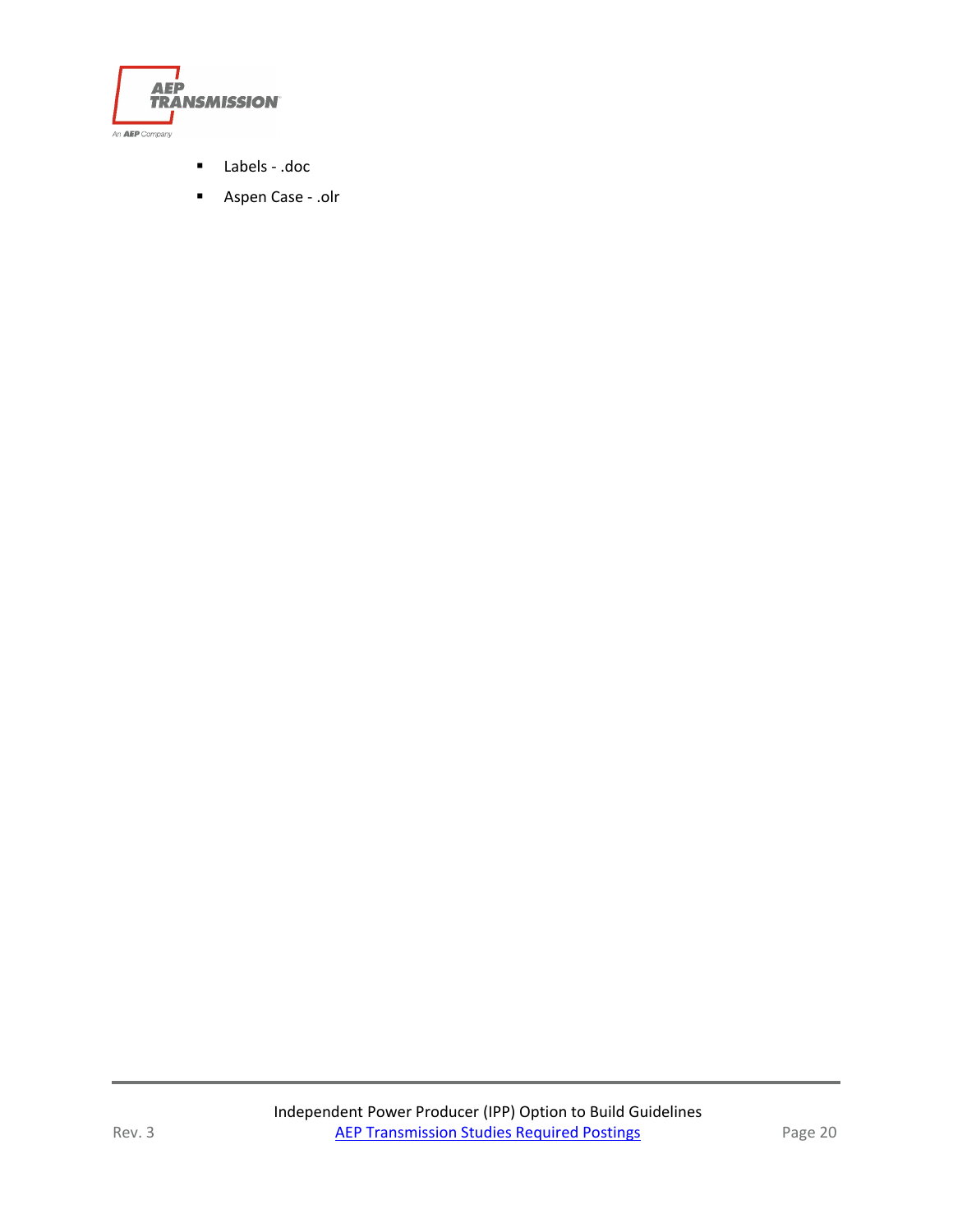- Labels - .doc
- Aspen Case - .olr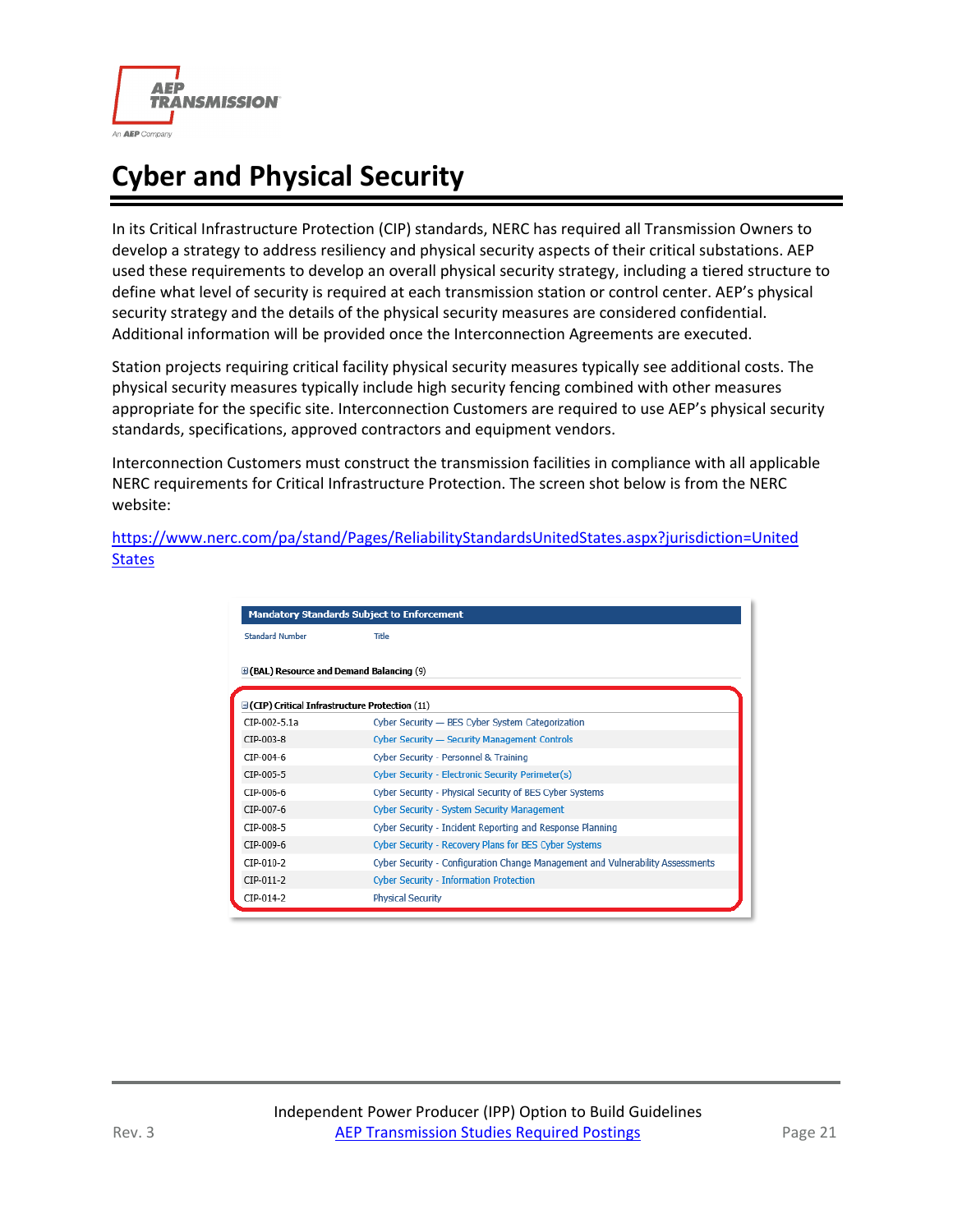# Cyber and Physical Security

In its Critical Infrastructure Protection (CIP) standards, NERC has required all Transmission Owners to develop a strategy to address resiliency and physical security aspects of their critical substations. AEP used these requirements to develop an overall physical security strategy, including a tiered structure to define what level of security is required at each transmission station or control center. AEP's physical security strategy and the details of the physical security measures are considered confidential. Additional information will be provided once the Interconnection Agreements are executed.

Station projects requiring critical facility physical security measures typically see additional costs. The physical security measures typically include high security fencing combined with other measures appropriate for the specific site. Interconnection Customers are required to use AEP's physical security standards, specifications, approved contractors and equipment vendors.

Interconnection Customers must construct the transmission facilities in compliance with all applicable NERC requirements for Critical Infrastructure Protection. The screen shot below is from the NERC website:

https://www.nerc.com/pa/stand/Pages/ReliabilityStandardsUnitedStates.aspx?jurisdiction=United States

**Mandatory Standards Subject to Enforcement**

| Standard Number | Title |
|---|---|
| **(BAL) Resource and Demand Balancing** (9) | |
| **(CIP) Critical Infrastructure Protection** (11) | |
| CIP-002-5.1a | Cyber Security — BES Cyber System Categorization |
| CIP-003-8 | Cyber Security — Security Management Controls |
| CIP-004-6 | Cyber Security - Personnel & Training |
| CIP-005-5 | Cyber Security - Electronic Security Perimeter(s) |
| CIP-006-6 | Cyber Security - Physical Security of BES Cyber Systems |
| CIP-007-6 | Cyber Security - System Security Management |
| CIP-008-5 | Cyber Security - Incident Reporting and Response Planning |
| CIP-009-6 | Cyber Security - Recovery Plans for BES Cyber Systems |
| CIP-010-2 | Cyber Security - Configuration Change Management and Vulnerability Assessments |
| CIP-011-2 | Cyber Security - Information Protection |
| CIP-014-2 | Physical Security |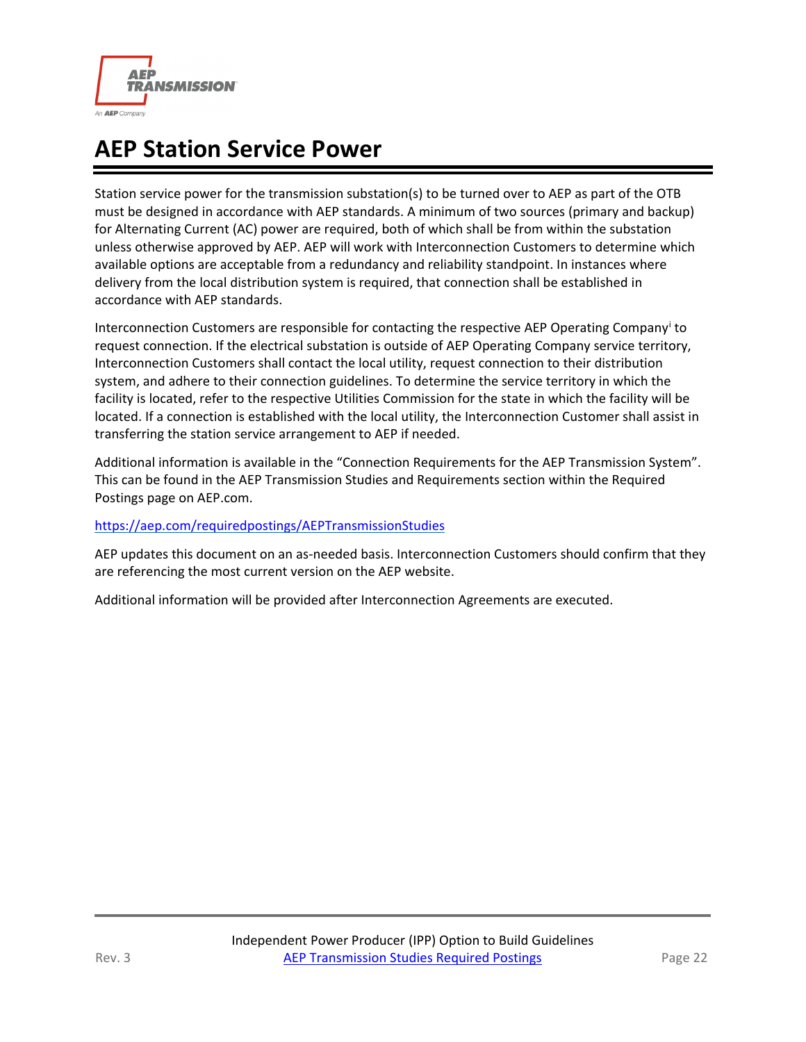# AEP Station Service Power

Station service power for the transmission substation(s) to be turned over to AEP as part of the OTB must be designed in accordance with AEP standards. A minimum of two sources (primary and backup) for Alternating Current (AC) power are required, both of which shall be from within the substation unless otherwise approved by AEP. AEP will work with Interconnection Customers to determine which available options are acceptable from a redundancy and reliability standpoint. In instances where delivery from the local distribution system is required, that connection shall be established in accordance with AEP standards.

Interconnection Customers are responsible for contacting the respective AEP Operating Company[i] to request connection. If the electrical substation is outside of AEP Operating Company service territory, Interconnection Customers shall contact the local utility, request connection to their distribution system, and adhere to their connection guidelines. To determine the service territory in which the facility is located, refer to the respective Utilities Commission for the state in which the facility will be located. If a connection is established with the local utility, the Interconnection Customer shall assist in transferring the station service arrangement to AEP if needed.

Additional information is available in the "Connection Requirements for the AEP Transmission System". This can be found in the AEP Transmission Studies and Requirements section within the Required Postings page on AEP.com.

[https://aep.com/requiredpostings/AEPTransmissionStudies](https://aep.com/requiredpostings/AEPTransmissionStudies)

AEP updates this document on an as-needed basis. Interconnection Customers should confirm that they are referencing the most current version on the AEP website.

Additional information will be provided after Interconnection Agreements are executed.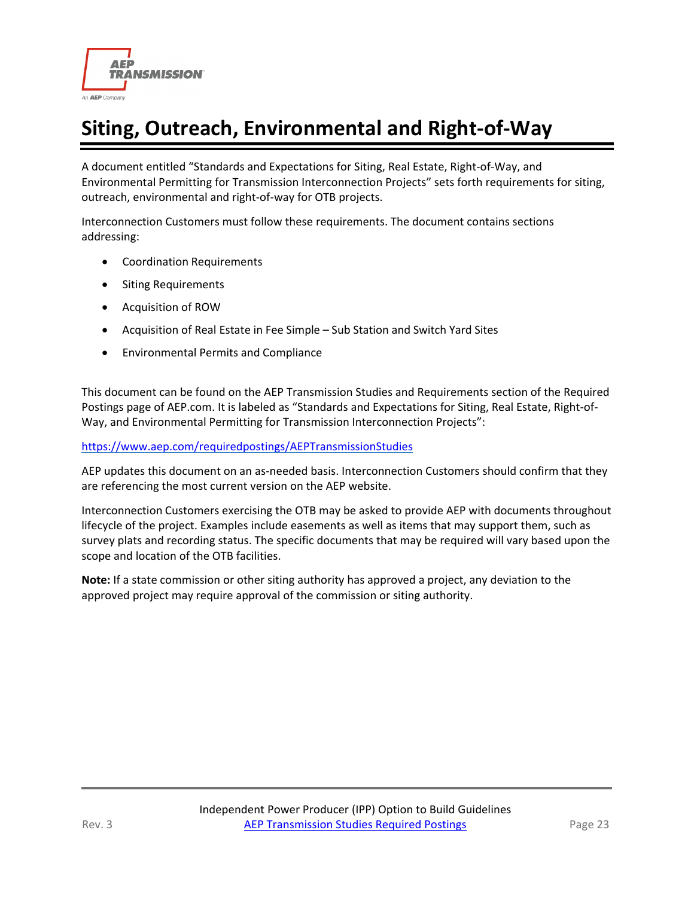# Siting, Outreach, Environmental and Right-of-Way

A document entitled "Standards and Expectations for Siting, Real Estate, Right-of-Way, and Environmental Permitting for Transmission Interconnection Projects" sets forth requirements for siting, outreach, environmental and right-of-way for OTB projects.

Interconnection Customers must follow these requirements. The document contains sections addressing:

- Coordination Requirements
- Siting Requirements
- Acquisition of ROW
- Acquisition of Real Estate in Fee Simple – Sub Station and Switch Yard Sites
- Environmental Permits and Compliance

This document can be found on the AEP Transmission Studies and Requirements section of the Required Postings page of AEP.com. It is labeled as "Standards and Expectations for Siting, Real Estate, Right-of-Way, and Environmental Permitting for Transmission Interconnection Projects":

https://www.aep.com/requiredpostings/AEPTransmissionStudies

AEP updates this document on an as-needed basis. Interconnection Customers should confirm that they are referencing the most current version on the AEP website.

Interconnection Customers exercising the OTB may be asked to provide AEP with documents throughout lifecycle of the project. Examples include easements as well as items that may support them, such as survey plats and recording status. The specific documents that may be required will vary based upon the scope and location of the OTB facilities.

**Note:** If a state commission or other siting authority has approved a project, any deviation to the approved project may require approval of the commission or siting authority.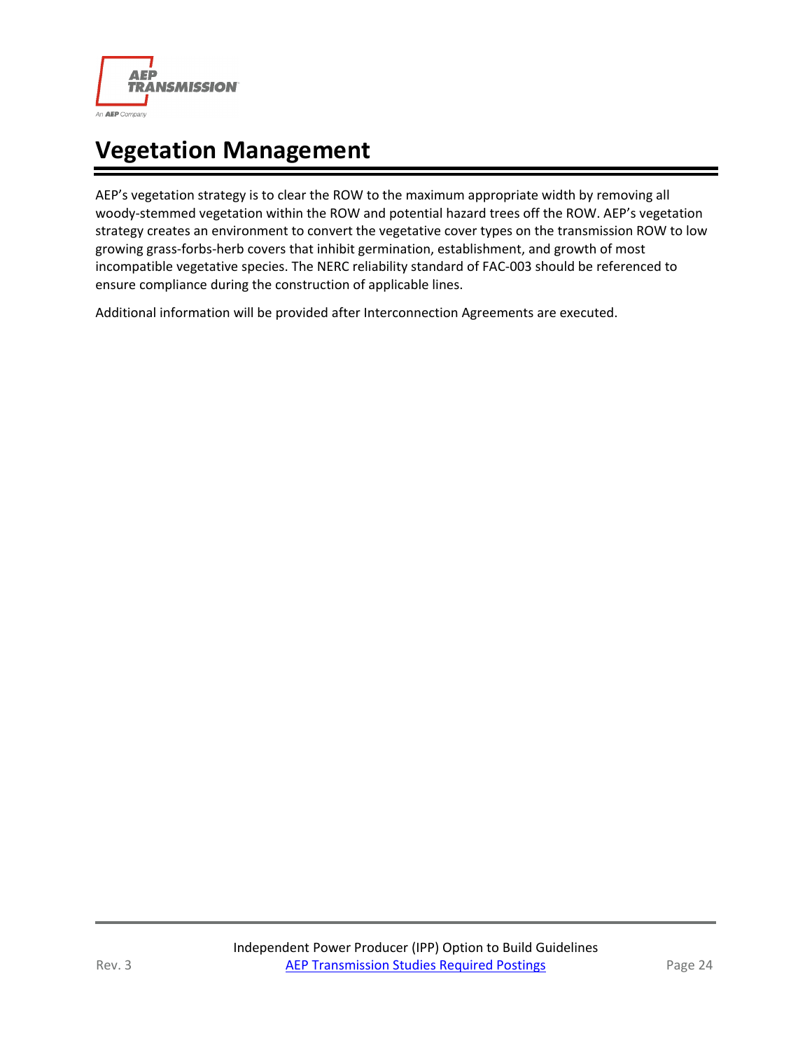# Vegetation Management

AEP's vegetation strategy is to clear the ROW to the maximum appropriate width by removing all woody-stemmed vegetation within the ROW and potential hazard trees off the ROW. AEP's vegetation strategy creates an environment to convert the vegetative cover types on the transmission ROW to low growing grass-forbs-herb covers that inhibit germination, establishment, and growth of most incompatible vegetative species. The NERC reliability standard of FAC-003 should be referenced to ensure compliance during the construction of applicable lines.

Additional information will be provided after Interconnection Agreements are executed.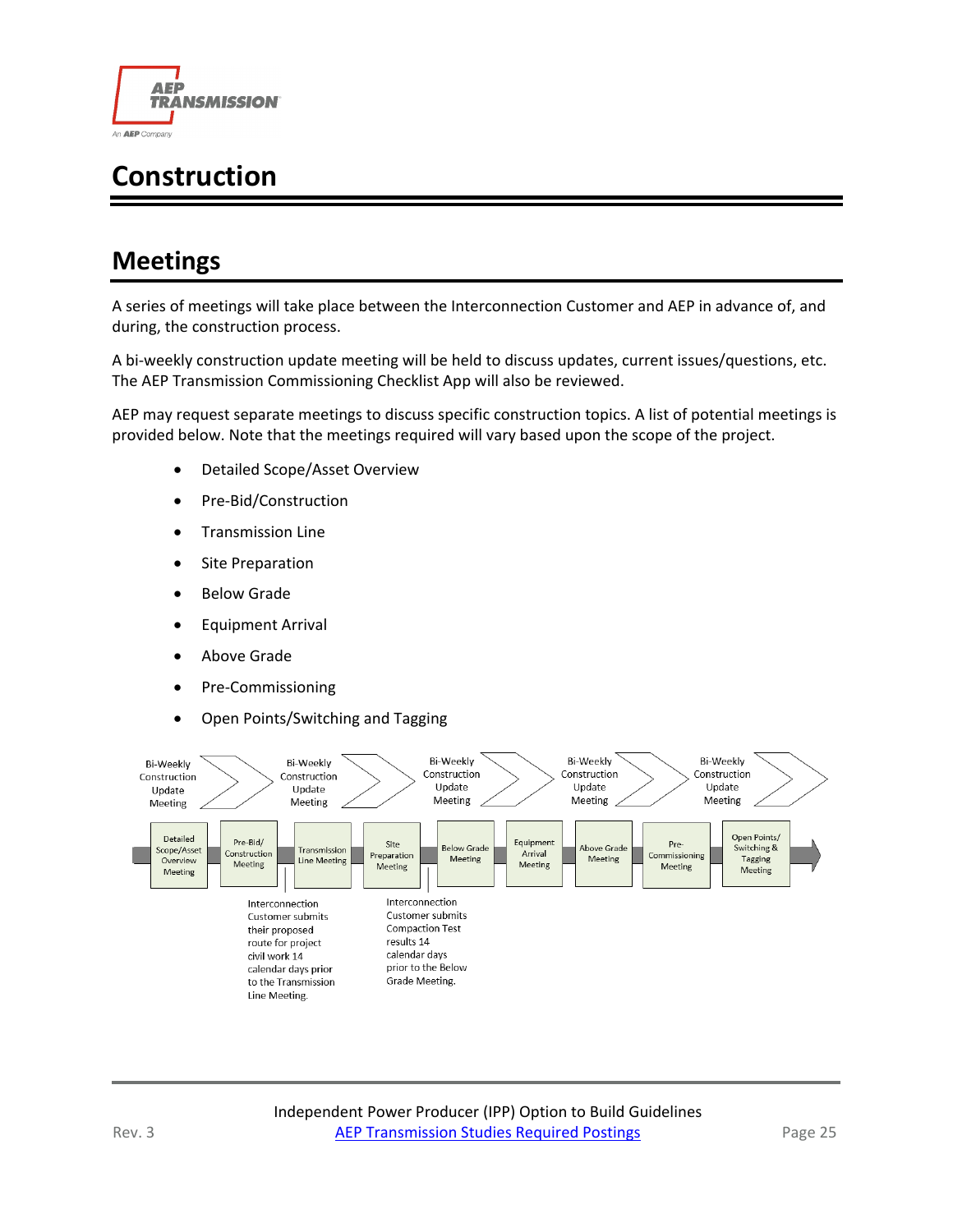# Construction

## Meetings

A series of meetings will take place between the Interconnection Customer and AEP in advance of, and during, the construction process.

A bi-weekly construction update meeting will be held to discuss updates, current issues/questions, etc. The AEP Transmission Commissioning Checklist App will also be reviewed.

AEP may request separate meetings to discuss specific construction topics. A list of potential meetings is provided below. Note that the meetings required will vary based upon the scope of the project.

- Detailed Scope/Asset Overview
- Pre-Bid/Construction
- Transmission Line
- Site Preparation
- Below Grade
- Equipment Arrival
- Above Grade
- Pre-Commissioning
- Open Points/Switching and Tagging

Bi-Weekly Construction Update Meeting → Bi-Weekly Construction Update Meeting → Bi-Weekly Construction Update Meeting → Bi-Weekly Construction Update Meeting → Bi-Weekly Construction Update Meeting

Detailed Scope/Asset Overview Meeting → Pre-Bid/ Construction Meeting → Transmission Line Meeting → Site Preparation Meeting → Below Grade Meeting → Equipment Arrival Meeting → Above Grade Meeting → Pre-Commissioning Meeting → Open Points/ Switching & Tagging Meeting

Interconnection Customer submits their proposed route for project civil work 14 calendar days prior to the Transmission Line Meeting.

Interconnection Customer submits Compaction Test results 14 calendar days prior to the Below Grade Meeting.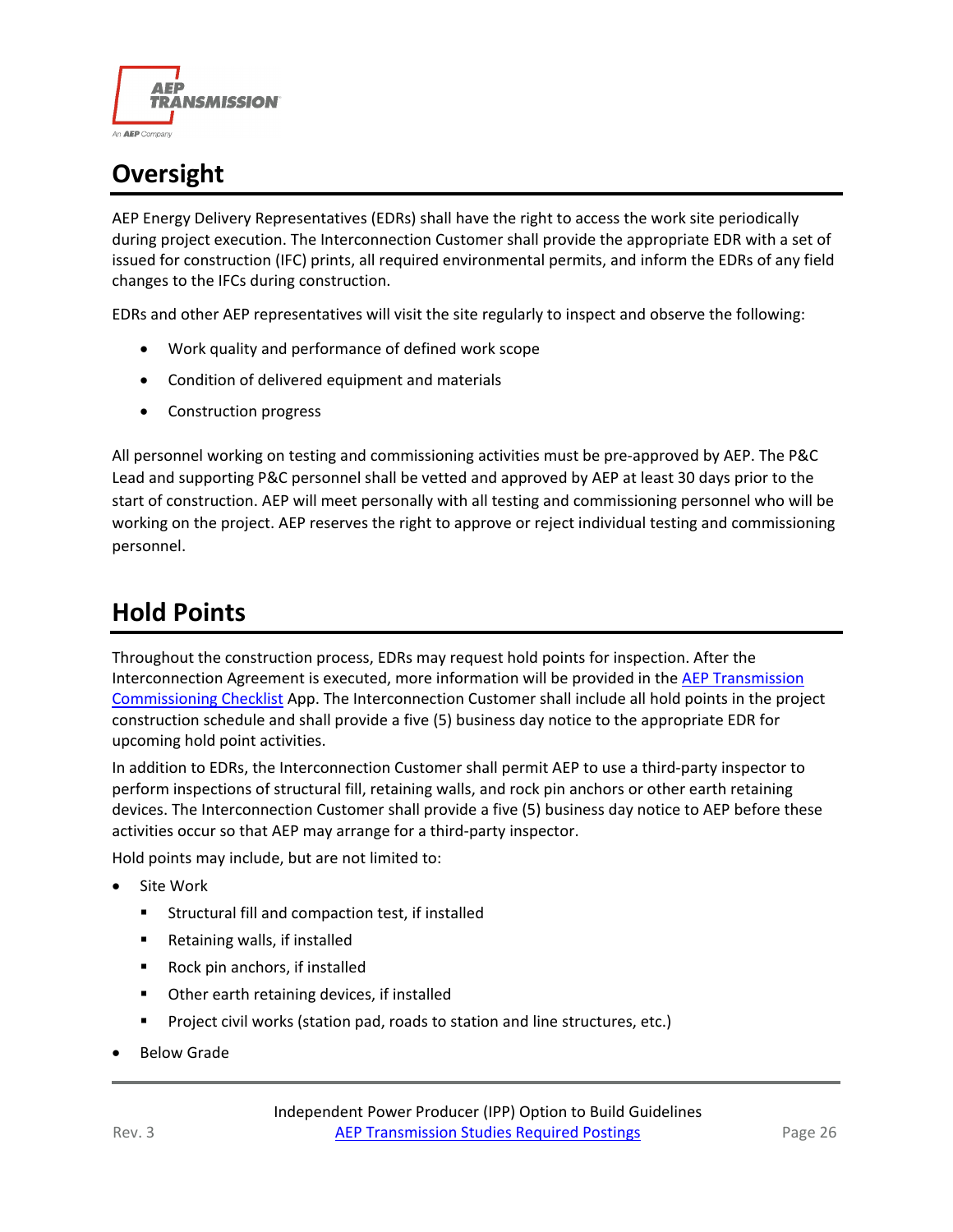## Oversight

AEP Energy Delivery Representatives (EDRs) shall have the right to access the work site periodically during project execution. The Interconnection Customer shall provide the appropriate EDR with a set of issued for construction (IFC) prints, all required environmental permits, and inform the EDRs of any field changes to the IFCs during construction.

EDRs and other AEP representatives will visit the site regularly to inspect and observe the following:

- Work quality and performance of defined work scope
- Condition of delivered equipment and materials
- Construction progress

All personnel working on testing and commissioning activities must be pre-approved by AEP. The P&C Lead and supporting P&C personnel shall be vetted and approved by AEP at least 30 days prior to the start of construction. AEP will meet personally with all testing and commissioning personnel who will be working on the project. AEP reserves the right to approve or reject individual testing and commissioning personnel.

## Hold Points

Throughout the construction process, EDRs may request hold points for inspection. After the Interconnection Agreement is executed, more information will be provided in the AEP Transmission Commissioning Checklist App. The Interconnection Customer shall include all hold points in the project construction schedule and shall provide a five (5) business day notice to the appropriate EDR for upcoming hold point activities.

In addition to EDRs, the Interconnection Customer shall permit AEP to use a third-party inspector to perform inspections of structural fill, retaining walls, and rock pin anchors or other earth retaining devices. The Interconnection Customer shall provide a five (5) business day notice to AEP before these activities occur so that AEP may arrange for a third-party inspector.

Hold points may include, but are not limited to:

- Site Work
  - Structural fill and compaction test, if installed
  - Retaining walls, if installed
  - Rock pin anchors, if installed
  - Other earth retaining devices, if installed
  - Project civil works (station pad, roads to station and line structures, etc.)
- Below Grade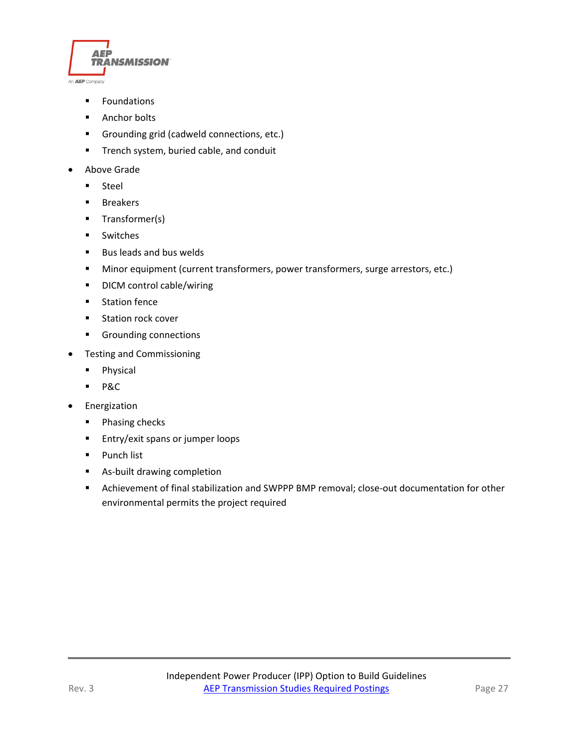- Foundations
  - Anchor bolts
  - Grounding grid (cadweld connections, etc.)
  - Trench system, buried cable, and conduit
- Above Grade
  - Steel
  - Breakers
  - Transformer(s)
  - Switches
  - Bus leads and bus welds
  - Minor equipment (current transformers, power transformers, surge arrestors, etc.)
  - DICM control cable/wiring
  - Station fence
  - Station rock cover
  - Grounding connections
- Testing and Commissioning
  - Physical
  - P&C
- Energization
  - Phasing checks
  - Entry/exit spans or jumper loops
  - Punch list
  - As-built drawing completion
  - Achievement of final stabilization and SWPPP BMP removal; close-out documentation for other environmental permits the project required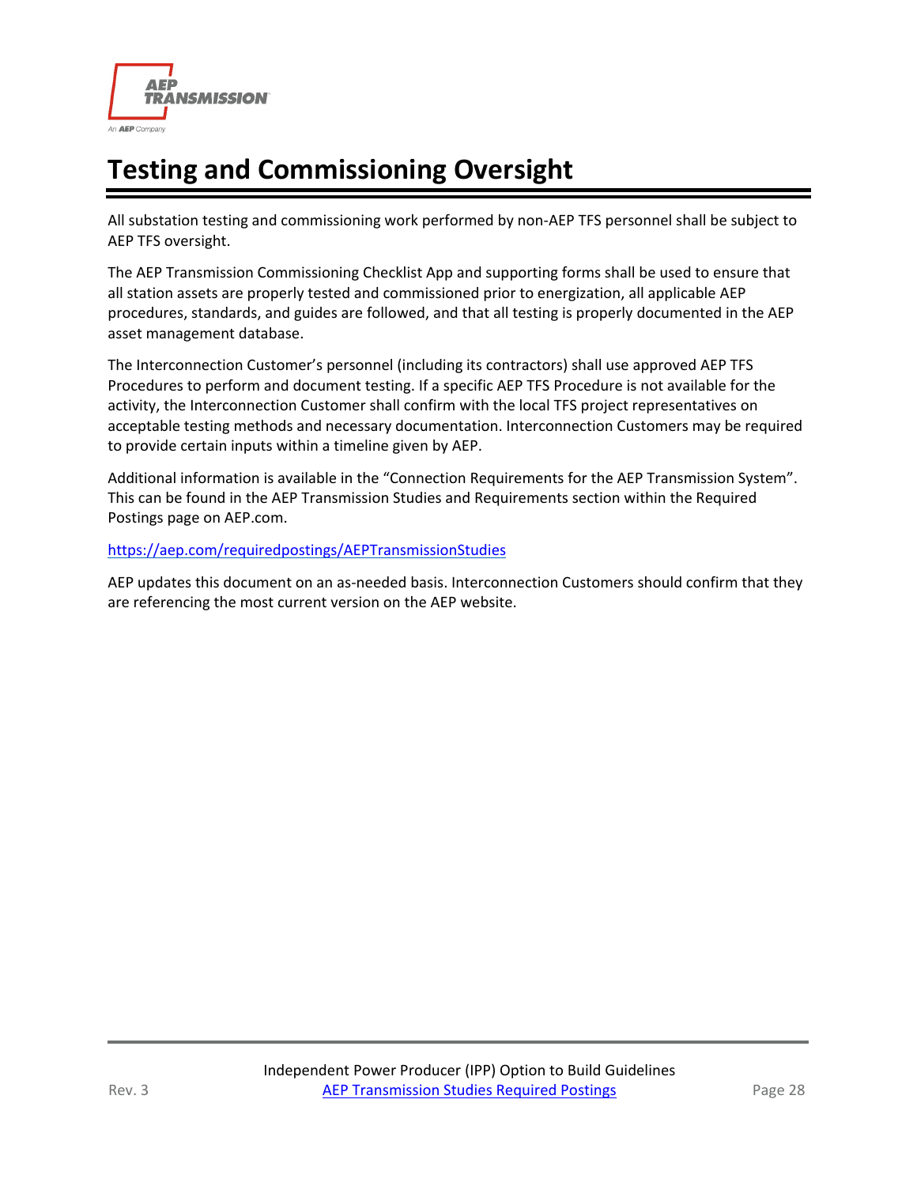# Testing and Commissioning Oversight

All substation testing and commissioning work performed by non-AEP TFS personnel shall be subject to AEP TFS oversight.

The AEP Transmission Commissioning Checklist App and supporting forms shall be used to ensure that all station assets are properly tested and commissioned prior to energization, all applicable AEP procedures, standards, and guides are followed, and that all testing is properly documented in the AEP asset management database.

The Interconnection Customer's personnel (including its contractors) shall use approved AEP TFS Procedures to perform and document testing. If a specific AEP TFS Procedure is not available for the activity, the Interconnection Customer shall confirm with the local TFS project representatives on acceptable testing methods and necessary documentation. Interconnection Customers may be required to provide certain inputs within a timeline given by AEP.

Additional information is available in the "Connection Requirements for the AEP Transmission System". This can be found in the AEP Transmission Studies and Requirements section within the Required Postings page on AEP.com.

https://aep.com/requiredpostings/AEPTransmissionStudies

AEP updates this document on an as-needed basis. Interconnection Customers should confirm that they are referencing the most current version on the AEP website.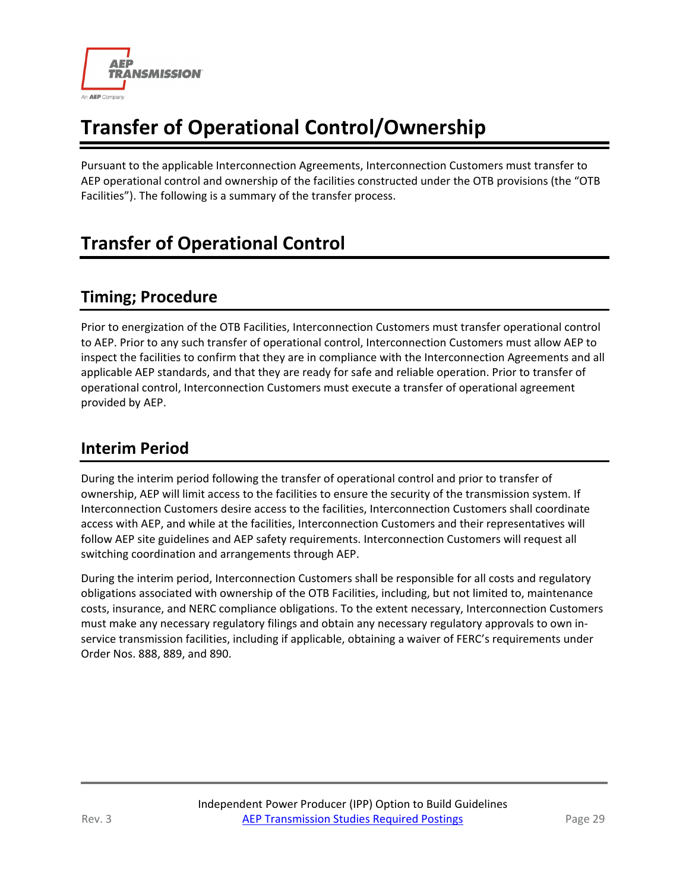# Transfer of Operational Control/Ownership

Pursuant to the applicable Interconnection Agreements, Interconnection Customers must transfer to AEP operational control and ownership of the facilities constructed under the OTB provisions (the "OTB Facilities"). The following is a summary of the transfer process.

## Transfer of Operational Control

### Timing; Procedure

Prior to energization of the OTB Facilities, Interconnection Customers must transfer operational control to AEP. Prior to any such transfer of operational control, Interconnection Customers must allow AEP to inspect the facilities to confirm that they are in compliance with the Interconnection Agreements and all applicable AEP standards, and that they are ready for safe and reliable operation. Prior to transfer of operational control, Interconnection Customers must execute a transfer of operational agreement provided by AEP.

### Interim Period

During the interim period following the transfer of operational control and prior to transfer of ownership, AEP will limit access to the facilities to ensure the security of the transmission system. If Interconnection Customers desire access to the facilities, Interconnection Customers shall coordinate access with AEP, and while at the facilities, Interconnection Customers and their representatives will follow AEP site guidelines and AEP safety requirements. Interconnection Customers will request all switching coordination and arrangements through AEP.

During the interim period, Interconnection Customers shall be responsible for all costs and regulatory obligations associated with ownership of the OTB Facilities, including, but not limited to, maintenance costs, insurance, and NERC compliance obligations. To the extent necessary, Interconnection Customers must make any necessary regulatory filings and obtain any necessary regulatory approvals to own in-service transmission facilities, including if applicable, obtaining a waiver of FERC's requirements under Order Nos. 888, 889, and 890.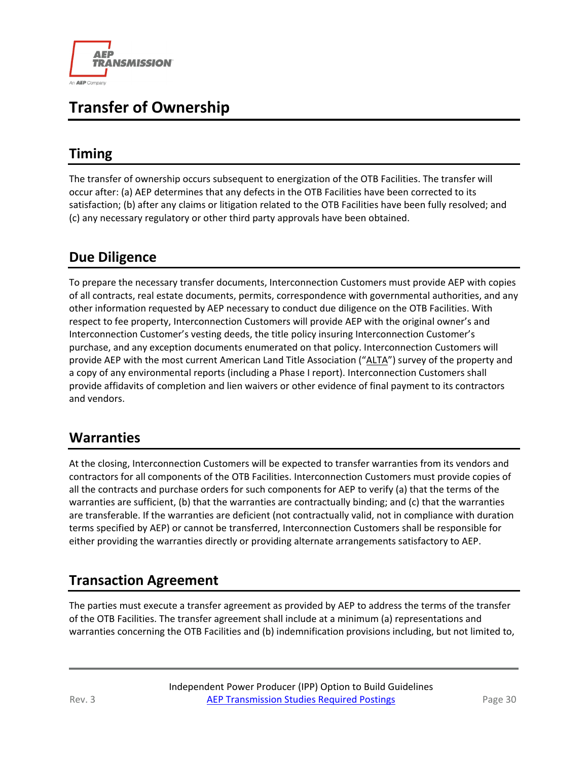# Transfer of Ownership

## Timing

The transfer of ownership occurs subsequent to energization of the OTB Facilities. The transfer will occur after: (a) AEP determines that any defects in the OTB Facilities have been corrected to its satisfaction; (b) after any claims or litigation related to the OTB Facilities have been fully resolved; and (c) any necessary regulatory or other third party approvals have been obtained.

## Due Diligence

To prepare the necessary transfer documents, Interconnection Customers must provide AEP with copies of all contracts, real estate documents, permits, correspondence with governmental authorities, and any other information requested by AEP necessary to conduct due diligence on the OTB Facilities. With respect to fee property, Interconnection Customers will provide AEP with the original owner's and Interconnection Customer's vesting deeds, the title policy insuring Interconnection Customer's purchase, and any exception documents enumerated on that policy. Interconnection Customers will provide AEP with the most current American Land Title Association ("ALTA") survey of the property and a copy of any environmental reports (including a Phase I report). Interconnection Customers shall provide affidavits of completion and lien waivers or other evidence of final payment to its contractors and vendors.

## Warranties

At the closing, Interconnection Customers will be expected to transfer warranties from its vendors and contractors for all components of the OTB Facilities. Interconnection Customers must provide copies of all the contracts and purchase orders for such components for AEP to verify (a) that the terms of the warranties are sufficient, (b) that the warranties are contractually binding; and (c) that the warranties are transferable. If the warranties are deficient (not contractually valid, not in compliance with duration terms specified by AEP) or cannot be transferred, Interconnection Customers shall be responsible for either providing the warranties directly or providing alternate arrangements satisfactory to AEP.

## Transaction Agreement

The parties must execute a transfer agreement as provided by AEP to address the terms of the transfer of the OTB Facilities. The transfer agreement shall include at a minimum (a) representations and warranties concerning the OTB Facilities and (b) indemnification provisions including, but not limited to,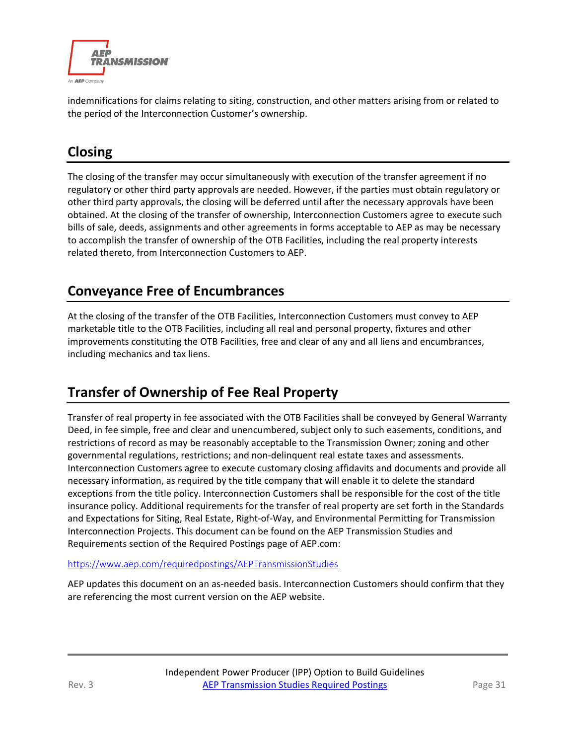indemnifications for claims relating to siting, construction, and other matters arising from or related to the period of the Interconnection Customer's ownership.

## Closing

The closing of the transfer may occur simultaneously with execution of the transfer agreement if no regulatory or other third party approvals are needed. However, if the parties must obtain regulatory or other third party approvals, the closing will be deferred until after the necessary approvals have been obtained. At the closing of the transfer of ownership, Interconnection Customers agree to execute such bills of sale, deeds, assignments and other agreements in forms acceptable to AEP as may be necessary to accomplish the transfer of ownership of the OTB Facilities, including the real property interests related thereto, from Interconnection Customers to AEP.

## Conveyance Free of Encumbrances

At the closing of the transfer of the OTB Facilities, Interconnection Customers must convey to AEP marketable title to the OTB Facilities, including all real and personal property, fixtures and other improvements constituting the OTB Facilities, free and clear of any and all liens and encumbrances, including mechanics and tax liens.

## Transfer of Ownership of Fee Real Property

Transfer of real property in fee associated with the OTB Facilities shall be conveyed by General Warranty Deed, in fee simple, free and clear and unencumbered, subject only to such easements, conditions, and restrictions of record as may be reasonably acceptable to the Transmission Owner; zoning and other governmental regulations, restrictions; and non-delinquent real estate taxes and assessments. Interconnection Customers agree to execute customary closing affidavits and documents and provide all necessary information, as required by the title company that will enable it to delete the standard exceptions from the title policy. Interconnection Customers shall be responsible for the cost of the title insurance policy. Additional requirements for the transfer of real property are set forth in the Standards and Expectations for Siting, Real Estate, Right-of-Way, and Environmental Permitting for Transmission Interconnection Projects. This document can be found on the AEP Transmission Studies and Requirements section of the Required Postings page of AEP.com:

https://www.aep.com/requiredpostings/AEPTransmissionStudies

AEP updates this document on an as-needed basis. Interconnection Customers should confirm that they are referencing the most current version on the AEP website.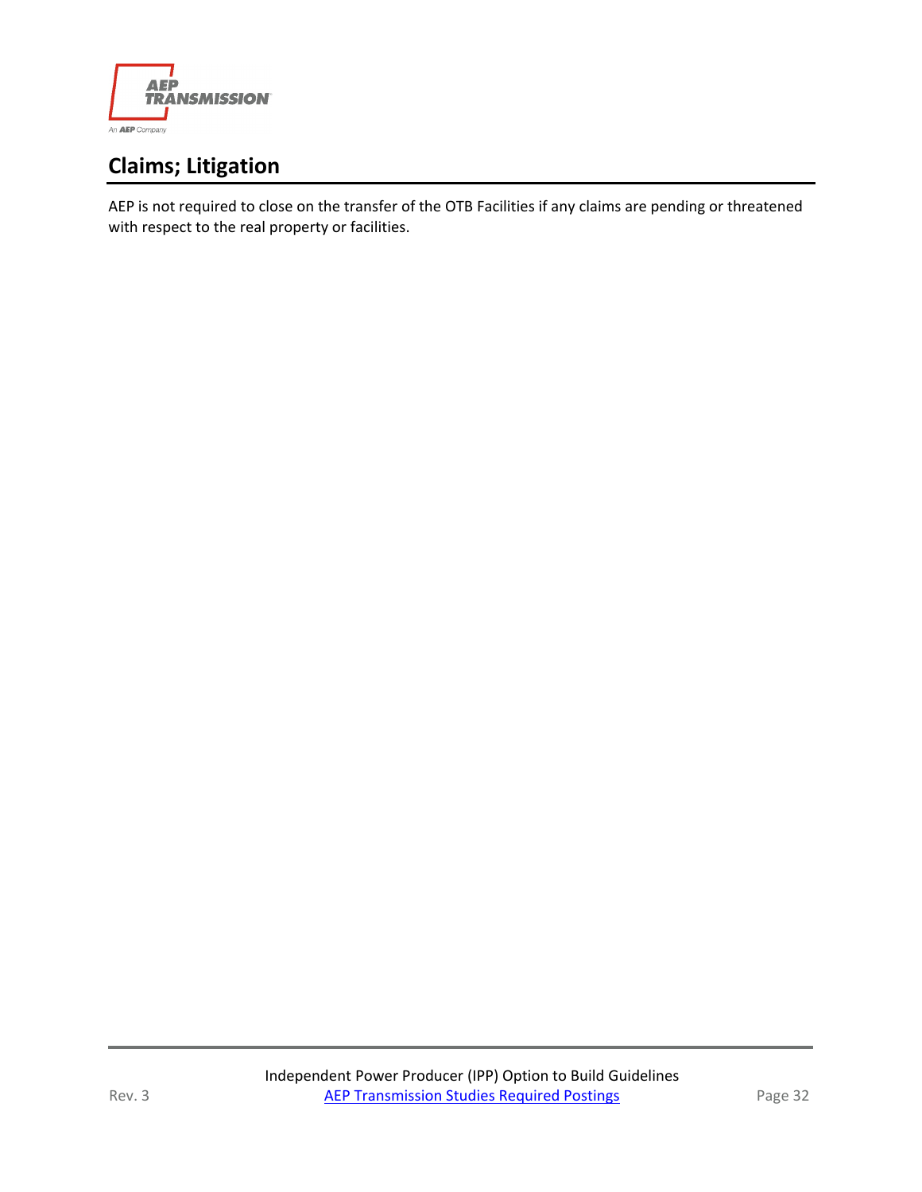## Claims; Litigation

AEP is not required to close on the transfer of the OTB Facilities if any claims are pending or threatened with respect to the real property or facilities.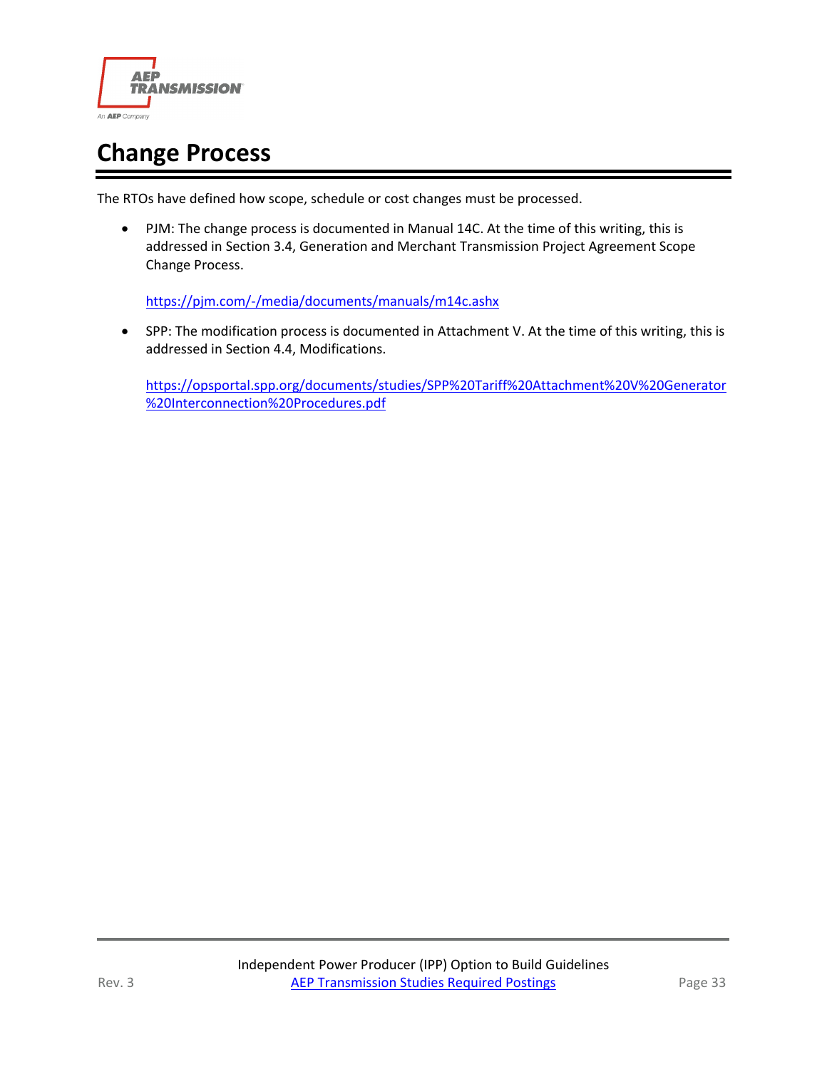# Change Process

The RTOs have defined how scope, schedule or cost changes must be processed.

- PJM: The change process is documented in Manual 14C. At the time of this writing, this is addressed in Section 3.4, Generation and Merchant Transmission Project Agreement Scope Change Process.

  https://pjm.com/-/media/documents/manuals/m14c.ashx

- SPP: The modification process is documented in Attachment V. At the time of this writing, this is addressed in Section 4.4, Modifications.

  https://opsportal.spp.org/documents/studies/SPP%20Tariff%20Attachment%20V%20Generator%20Interconnection%20Procedures.pdf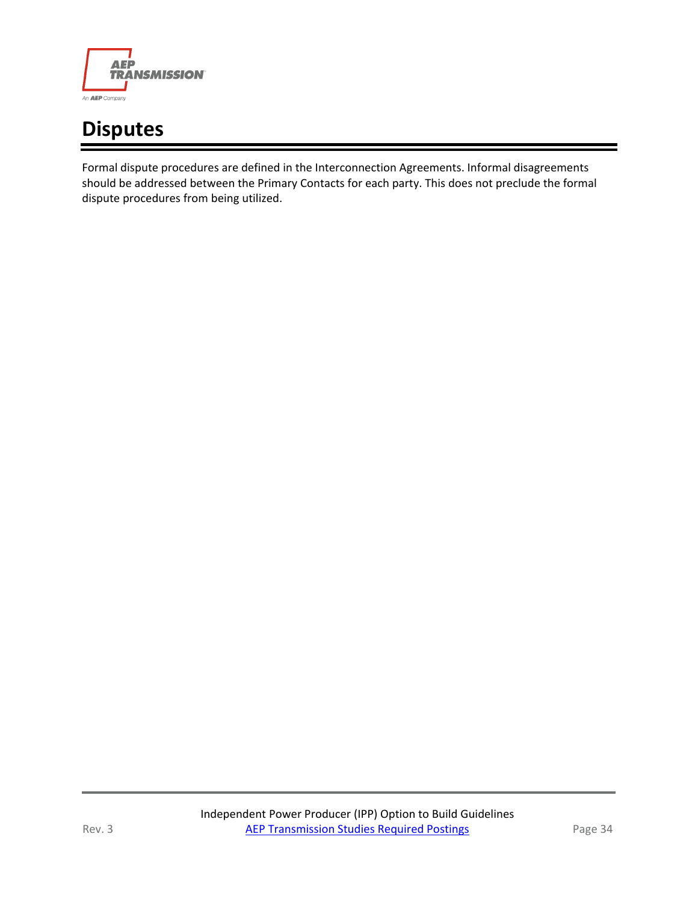# Disputes

Formal dispute procedures are defined in the Interconnection Agreements. Informal disagreements should be addressed between the Primary Contacts for each party. This does not preclude the formal dispute procedures from being utilized.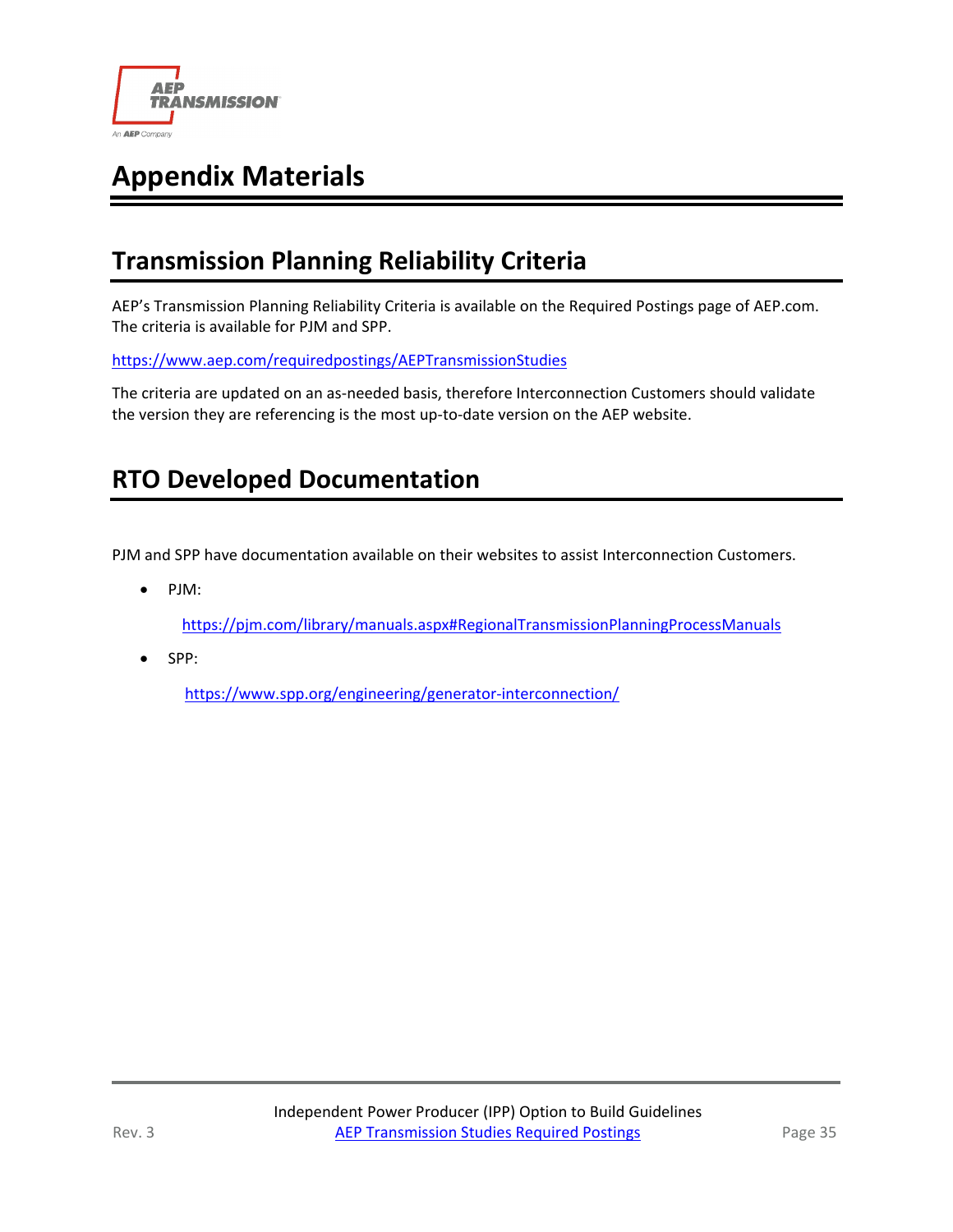# Appendix Materials

## Transmission Planning Reliability Criteria

AEP's Transmission Planning Reliability Criteria is available on the Required Postings page of AEP.com. The criteria is available for PJM and SPP.

https://www.aep.com/requiredpostings/AEPTransmissionStudies

The criteria are updated on an as-needed basis, therefore Interconnection Customers should validate the version they are referencing is the most up-to-date version on the AEP website.

## RTO Developed Documentation

PJM and SPP have documentation available on their websites to assist Interconnection Customers.

- PJM:

  https://pjm.com/library/manuals.aspx#RegionalTransmissionPlanningProcessManuals

- SPP:

  https://www.spp.org/engineering/generator-interconnection/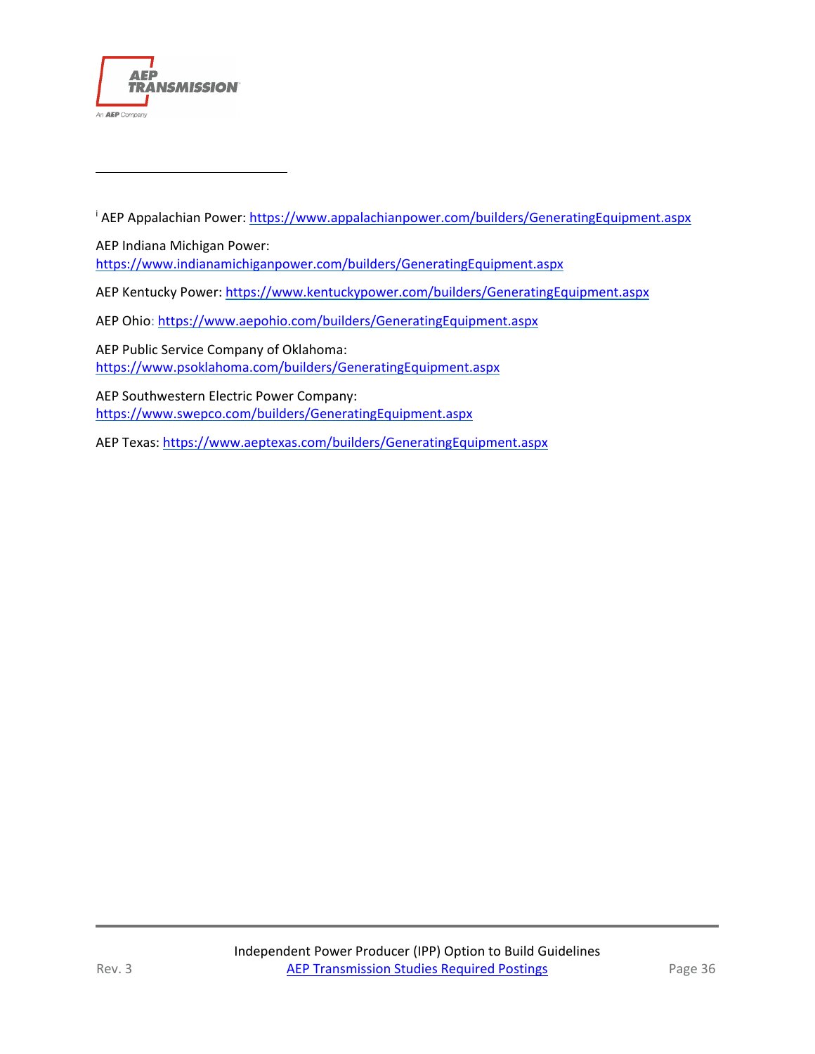[i] AEP Appalachian Power: https://www.appalachianpower.com/builders/GeneratingEquipment.aspx

AEP Indiana Michigan Power: https://www.indianamichiganpower.com/builders/GeneratingEquipment.aspx

AEP Kentucky Power: https://www.kentuckypower.com/builders/GeneratingEquipment.aspx

AEP Ohio: https://www.aepohio.com/builders/GeneratingEquipment.aspx

AEP Public Service Company of Oklahoma: https://www.psoklahoma.com/builders/GeneratingEquipment.aspx

AEP Southwestern Electric Power Company: https://www.swepco.com/builders/GeneratingEquipment.aspx

AEP Texas: https://www.aeptexas.com/builders/GeneratingEquipment.aspx